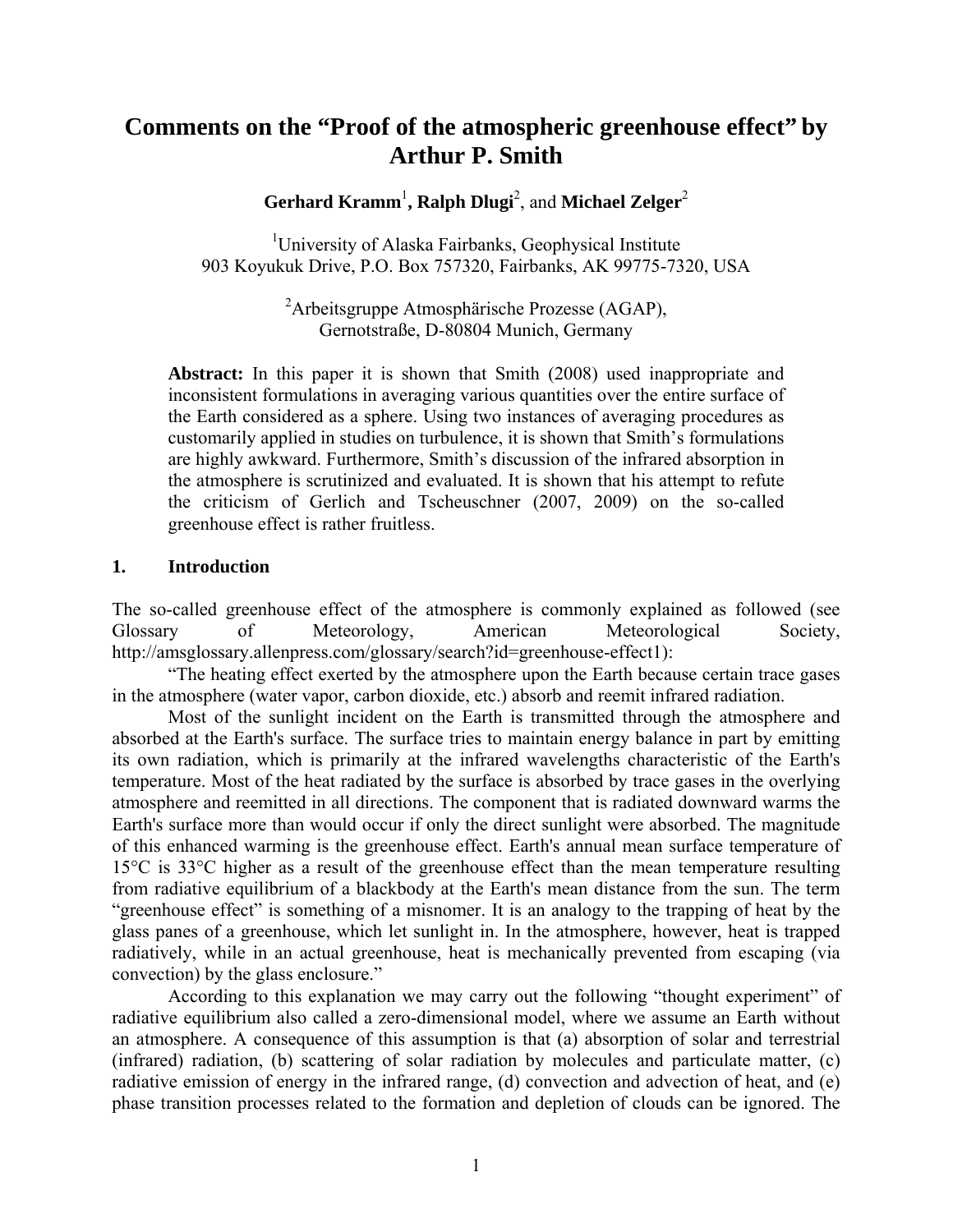# Comments on the "Proof of the atmospheric greenhouse effect" by Arthur P. Smith

**Gerhard Kramm**[1]**, Ralph Dlugi**[2], and **Michael Zelger**[2]

[1]University of Alaska Fairbanks, Geophysical Institute
903 Koyukuk Drive, P.O. Box 757320, Fairbanks, AK 99775-7320, USA

[2]Arbeitsgruppe Atmosphärische Prozesse (AGAP),
Gernotstraße, D-80804 Munich, Germany

**Abstract:** In this paper it is shown that Smith (2008) used inappropriate and inconsistent formulations in averaging various quantities over the entire surface of the Earth considered as a sphere. Using two instances of averaging procedures as customarily applied in studies on turbulence, it is shown that Smith's formulations are highly awkward. Furthermore, Smith's discussion of the infrared absorption in the atmosphere is scrutinized and evaluated. It is shown that his attempt to refute the criticism of Gerlich and Tscheuschner (2007, 2009) on the so-called greenhouse effect is rather fruitless.

## 1. Introduction

The so-called greenhouse effect of the atmosphere is commonly explained as followed (see Glossary of Meteorology, American Meteorological Society, http://amsglossary.allenpress.com/glossary/search?id=greenhouse-effect1):

"The heating effect exerted by the atmosphere upon the Earth because certain trace gases in the atmosphere (water vapor, carbon dioxide, etc.) absorb and reemit infrared radiation.

Most of the sunlight incident on the Earth is transmitted through the atmosphere and absorbed at the Earth's surface. The surface tries to maintain energy balance in part by emitting its own radiation, which is primarily at the infrared wavelengths characteristic of the Earth's temperature. Most of the heat radiated by the surface is absorbed by trace gases in the overlying atmosphere and reemitted in all directions. The component that is radiated downward warms the Earth's surface more than would occur if only the direct sunlight were absorbed. The magnitude of this enhanced warming is the greenhouse effect. Earth's annual mean surface temperature of 15°C is 33°C higher as a result of the greenhouse effect than the mean temperature resulting from radiative equilibrium of a blackbody at the Earth's mean distance from the sun. The term "greenhouse effect" is something of a misnomer. It is an analogy to the trapping of heat by the glass panes of a greenhouse, which let sunlight in. In the atmosphere, however, heat is trapped radiatively, while in an actual greenhouse, heat is mechanically prevented from escaping (via convection) by the glass enclosure."

According to this explanation we may carry out the following "thought experiment" of radiative equilibrium also called a zero-dimensional model, where we assume an Earth without an atmosphere. A consequence of this assumption is that (a) absorption of solar and terrestrial (infrared) radiation, (b) scattering of solar radiation by molecules and particulate matter, (c) radiative emission of energy in the infrared range, (d) convection and advection of heat, and (e) phase transition processes related to the formation and depletion of clouds can be ignored. The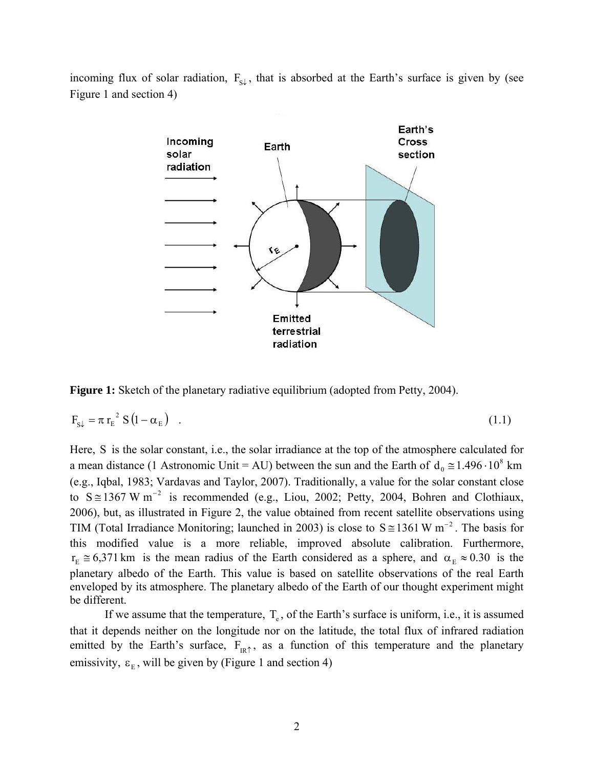incoming flux of solar radiation, $F_{S\downarrow}$, that is absorbed at the Earth's surface is given by (see Figure 1 and section 4)

**Figure 1:** Sketch of the planetary radiative equilibrium (adopted from Petty, 2004).

$$F_{S\downarrow} = \pi \, r_E^{\,2} \, S \left(1 - \alpha_E\right) \quad . \tag{1.1}$$

Here, $S$ is the solar constant, i.e., the solar irradiance at the top of the atmosphere calculated for a mean distance (1 Astronomic Unit = AU) between the sun and the Earth of $d_0 \cong 1.496 \cdot 10^8$ km (e.g., Iqbal, 1983; Vardavas and Taylor, 2007). Traditionally, a value for the solar constant close to $S \cong 1367 \text{ W m}^{-2}$ is recommended (e.g., Liou, 2002; Petty, 2004, Bohren and Clothiaux, 2006), but, as illustrated in Figure 2, the value obtained from recent satellite observations using TIM (Total Irradiance Monitoring; launched in 2003) is close to $S \cong 1361 \text{ W m}^{-2}$. The basis for this modified value is a more reliable, improved absolute calibration. Furthermore, $r_E \cong 6{,}371$ km is the mean radius of the Earth considered as a sphere, and $\alpha_E \approx 0.30$ is the planetary albedo of the Earth. This value is based on satellite observations of the real Earth enveloped by its atmosphere. The planetary albedo of the Earth of our thought experiment might be different.

If we assume that the temperature, $T_e$, of the Earth's surface is uniform, i.e., it is assumed that it depends neither on the longitude nor on the latitude, the total flux of infrared radiation emitted by the Earth's surface, $F_{IR\uparrow}$, as a function of this temperature and the planetary emissivity, $\varepsilon_E$, will be given by (Figure 1 and section 4)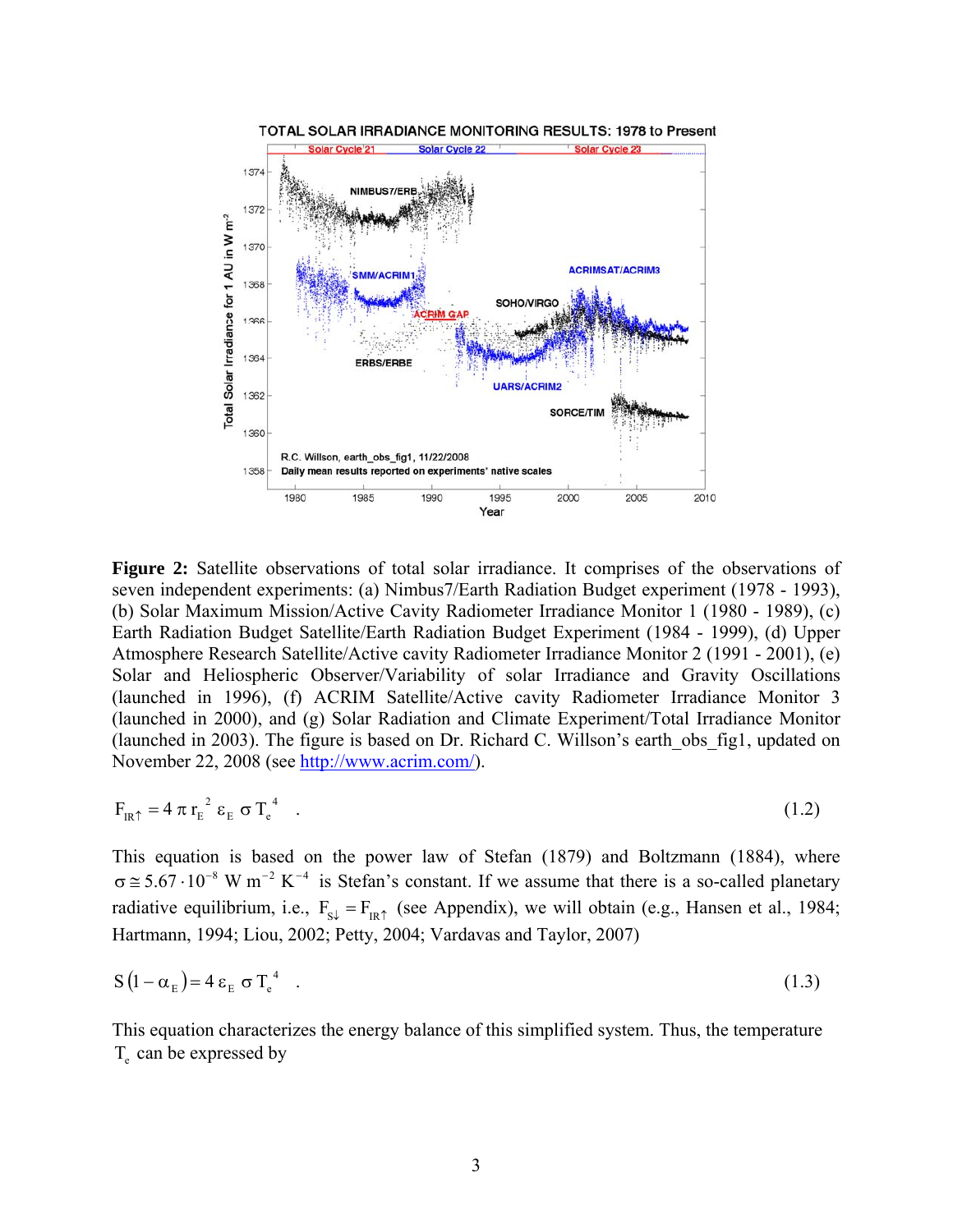**Figure 2:** Satellite observations of total solar irradiance. It comprises of the observations of seven independent experiments: (a) Nimbus7/Earth Radiation Budget experiment (1978 - 1993), (b) Solar Maximum Mission/Active Cavity Radiometer Irradiance Monitor 1 (1980 - 1989), (c) Earth Radiation Budget Satellite/Earth Radiation Budget Experiment (1984 - 1999), (d) Upper Atmosphere Research Satellite/Active cavity Radiometer Irradiance Monitor 2 (1991 - 2001), (e) Solar and Heliospheric Observer/Variability of solar Irradiance and Gravity Oscillations (launched in 1996), (f) ACRIM Satellite/Active cavity Radiometer Irradiance Monitor 3 (launched in 2000), and (g) Solar Radiation and Climate Experiment/Total Irradiance Monitor (launched in 2003). The figure is based on Dr. Richard C. Willson's earth_obs_fig1, updated on November 22, 2008 (see http://www.acrim.com/).

$$F_{IR\uparrow} = 4\,\pi\, r_E^{\,2}\, \varepsilon_E\, \sigma\, T_e^{\,4} \quad . \tag{1.2}$$

This equation is based on the power law of Stefan (1879) and Boltzmann (1884), where $\sigma \cong 5.67 \cdot 10^{-8}\ \mathrm{W\,m^{-2}\,K^{-4}}$ is Stefan's constant. If we assume that there is a so-called planetary radiative equilibrium, i.e., $F_{S\downarrow} = F_{IR\uparrow}$ (see Appendix), we will obtain (e.g., Hansen et al., 1984; Hartmann, 1994; Liou, 2002; Petty, 2004; Vardavas and Taylor, 2007)

$$S\,(1-\alpha_E) = 4\,\varepsilon_E\, \sigma\, T_e^{\,4} \quad . \tag{1.3}$$

This equation characterizes the energy balance of this simplified system. Thus, the temperature $T_e$ can be expressed by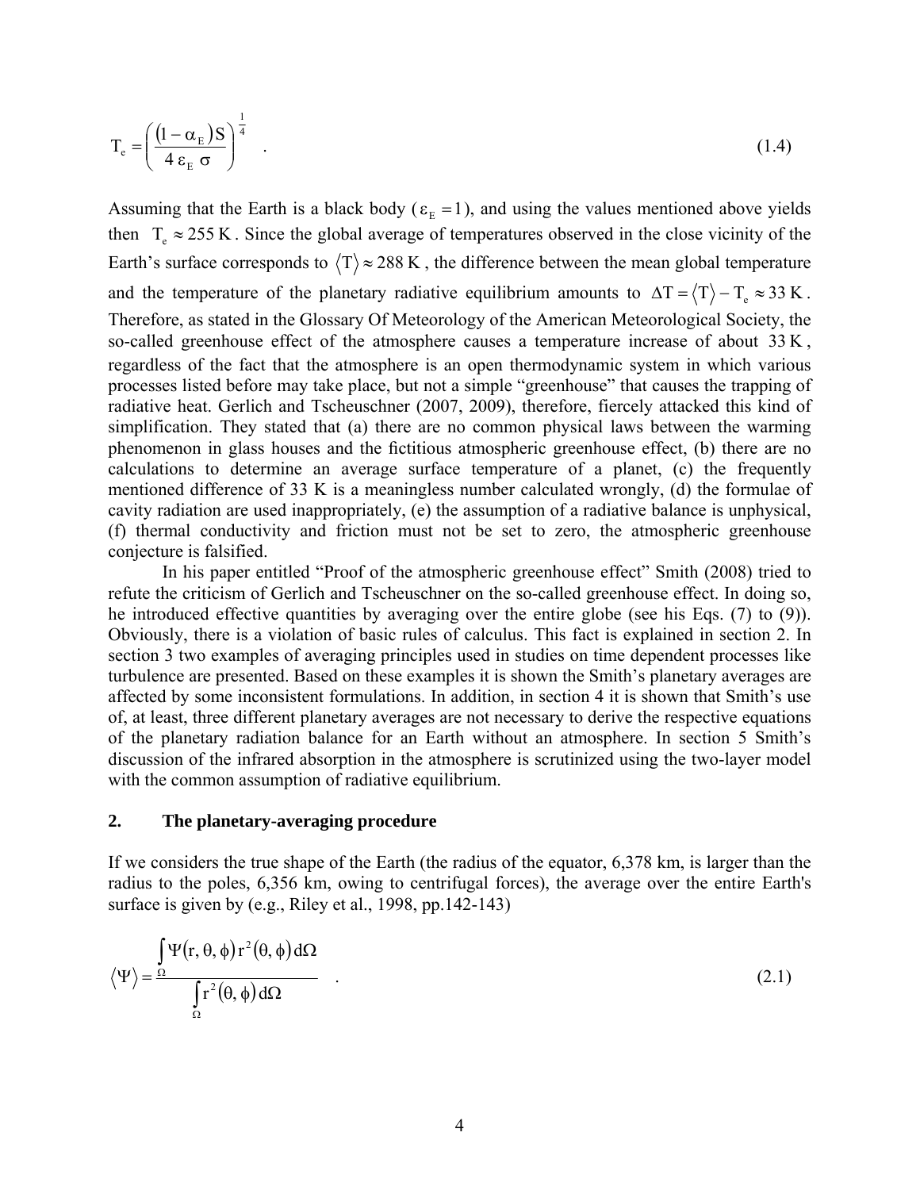$$T_e = \left( \frac{(1 - \alpha_E) S}{4 \, \varepsilon_E \, \sigma} \right)^{\frac{1}{4}} \quad . \tag{1.4}$$

Assuming that the Earth is a black body ($\varepsilon_E = 1$), and using the values mentioned above yields then $T_e \approx 255\,\text{K}$. Since the global average of temperatures observed in the close vicinity of the Earth's surface corresponds to $\langle T \rangle \approx 288\,\text{K}$, the difference between the mean global temperature and the temperature of the planetary radiative equilibrium amounts to $\Delta T = \langle T \rangle - T_e \approx 33\,\text{K}$. Therefore, as stated in the Glossary Of Meteorology of the American Meteorological Society, the so-called greenhouse effect of the atmosphere causes a temperature increase of about $33\,\text{K}$, regardless of the fact that the atmosphere is an open thermodynamic system in which various processes listed before may take place, but not a simple "greenhouse" that causes the trapping of radiative heat. Gerlich and Tscheuschner (2007, 2009), therefore, fiercely attacked this kind of simplification. They stated that (a) there are no common physical laws between the warming phenomenon in glass houses and the fictitious atmospheric greenhouse effect, (b) there are no calculations to determine an average surface temperature of a planet, (c) the frequently mentioned difference of 33 K is a meaningless number calculated wrongly, (d) the formulae of cavity radiation are used inappropriately, (e) the assumption of a radiative balance is unphysical, (f) thermal conductivity and friction must not be set to zero, the atmospheric greenhouse conjecture is falsified.

In his paper entitled "Proof of the atmospheric greenhouse effect" Smith (2008) tried to refute the criticism of Gerlich and Tscheuschner on the so-called greenhouse effect. In doing so, he introduced effective quantities by averaging over the entire globe (see his Eqs. (7) to (9)). Obviously, there is a violation of basic rules of calculus. This fact is explained in section 2. In section 3 two examples of averaging principles used in studies on time dependent processes like turbulence are presented. Based on these examples it is shown the Smith's planetary averages are affected by some inconsistent formulations. In addition, in section 4 it is shown that Smith's use of, at least, three different planetary averages are not necessary to derive the respective equations of the planetary radiation balance for an Earth without an atmosphere. In section 5 Smith's discussion of the infrared absorption in the atmosphere is scrutinized using the two-layer model with the common assumption of radiative equilibrium.

## 2. The planetary-averaging procedure

If we considers the true shape of the Earth (the radius of the equator, 6,378 km, is larger than the radius to the poles, 6,356 km, owing to centrifugal forces), the average over the entire Earth's surface is given by (e.g., Riley et al., 1998, pp.142-143)

$$\langle \Psi \rangle = \frac{\int_{\Omega} \Psi(r, \theta, \phi) \, r^2(\theta, \phi) \, d\Omega}{\int_{\Omega} r^2(\theta, \phi) \, d\Omega} \quad . \tag{2.1}$$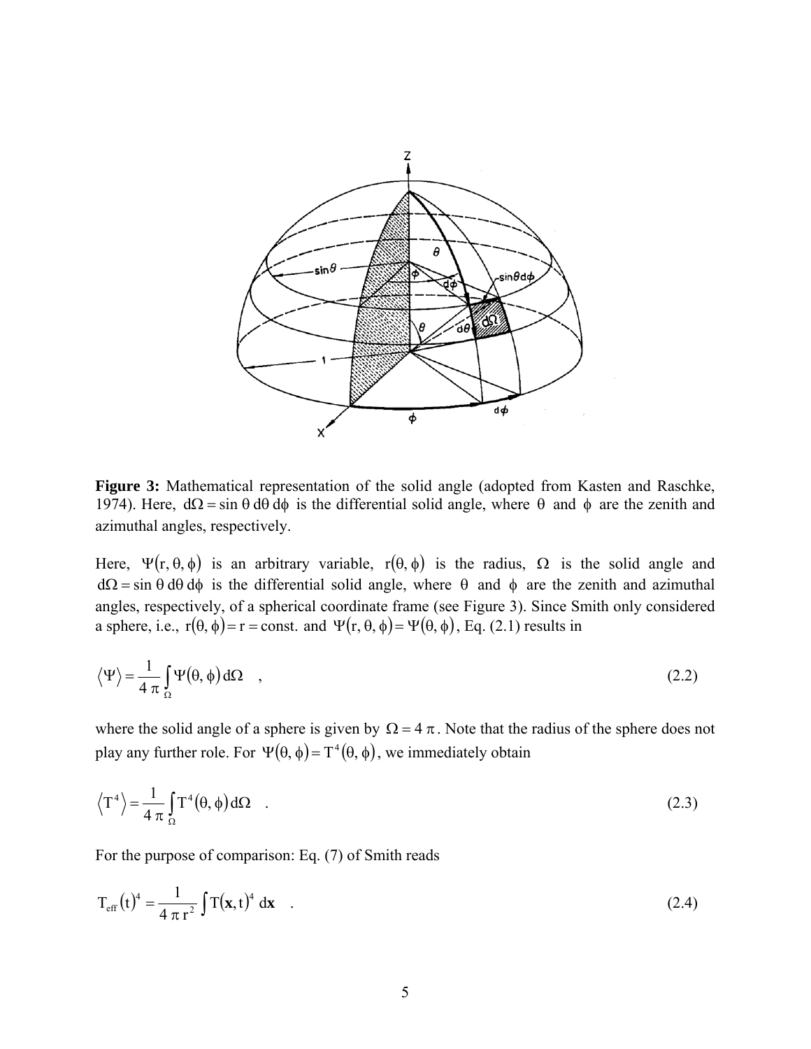**Figure 3:** Mathematical representation of the solid angle (adopted from Kasten and Raschke, 1974). Here, $d\Omega = \sin\theta \, d\theta \, d\phi$ is the differential solid angle, where $\theta$ and $\phi$ are the zenith and azimuthal angles, respectively.

Here, $\Psi(r, \theta, \phi)$ is an arbitrary variable, $r(\theta, \phi)$ is the radius, $\Omega$ is the solid angle and $d\Omega = \sin\theta \, d\theta \, d\phi$ is the differential solid angle, where $\theta$ and $\phi$ are the zenith and azimuthal angles, respectively, of a spherical coordinate frame (see Figure 3). Since Smith only considered a sphere, i.e., $r(\theta, \phi) = r = \text{const.}$ and $\Psi(r, \theta, \phi) = \Psi(\theta, \phi)$, Eq. (2.1) results in

$$\langle \Psi \rangle = \frac{1}{4\pi} \int_{\Omega} \Psi(\theta, \phi) \, d\Omega \quad , \tag{2.2}$$

where the solid angle of a sphere is given by $\Omega = 4\pi$. Note that the radius of the sphere does not play any further role. For $\Psi(\theta, \phi) = T^4(\theta, \phi)$, we immediately obtain

$$\langle T^4 \rangle = \frac{1}{4\pi} \int_{\Omega} T^4(\theta, \phi) \, d\Omega \quad . \tag{2.3}$$

For the purpose of comparison: Eq. (7) of Smith reads

$$T_{\text{eff}}(t)^4 = \frac{1}{4\pi r^2} \int T(\mathbf{x}, t)^4 \, d\mathbf{x} \quad . \tag{2.4}$$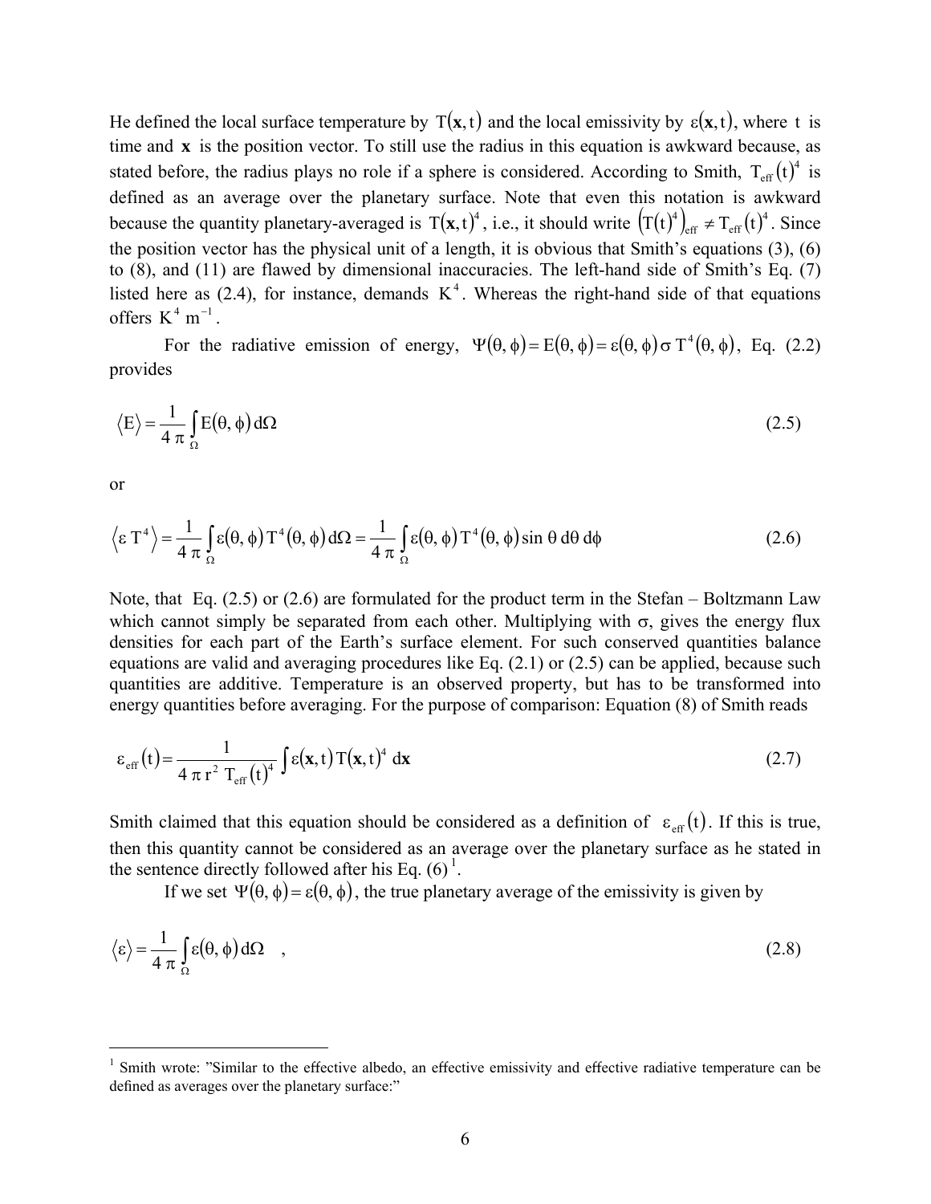He defined the local surface temperature by $T(\mathbf{x}, t)$ and the local emissivity by $\varepsilon(\mathbf{x}, t)$, where $t$ is time and $\mathbf{x}$ is the position vector. To still use the radius in this equation is awkward because, as stated before, the radius plays no role if a sphere is considered. According to Smith, $T_{eff}(t)^4$ is defined as an average over the planetary surface. Note that even this notation is awkward because the quantity planetary-averaged is $T(\mathbf{x}, t)^4$, i.e., it should write $\left(T(t)^4\right)_{eff} \neq T_{eff}(t)^4$. Since the position vector has the physical unit of a length, it is obvious that Smith's equations (3), (6) to (8), and (11) are flawed by dimensional inaccuracies. The left-hand side of Smith's Eq. (7) listed here as (2.4), for instance, demands $K^4$. Whereas the right-hand side of that equations offers $K^4\ m^{-1}$.

For the radiative emission of energy, $\Psi(\theta, \phi) = E(\theta, \phi) = \varepsilon(\theta, \phi)\, \sigma\, T^4(\theta, \phi)$, Eq. (2.2) provides

$$\langle E \rangle = \frac{1}{4\,\pi} \int_{\Omega} E(\theta, \phi)\, d\Omega \tag{2.5}$$

or

$$\langle \varepsilon\, T^4 \rangle = \frac{1}{4\,\pi} \int_{\Omega} \varepsilon(\theta, \phi)\, T^4(\theta, \phi)\, d\Omega = \frac{1}{4\,\pi} \int_{\Omega} \varepsilon(\theta, \phi)\, T^4(\theta, \phi) \sin\theta\, d\theta\, d\phi \tag{2.6}$$

Note, that Eq. (2.5) or (2.6) are formulated for the product term in the Stefan – Boltzmann Law which cannot simply be separated from each other. Multiplying with $\sigma$, gives the energy flux densities for each part of the Earth's surface element. For such conserved quantities balance equations are valid and averaging procedures like Eq. (2.1) or (2.5) can be applied, because such quantities are additive. Temperature is an observed property, but has to be transformed into energy quantities before averaging. For the purpose of comparison: Equation (8) of Smith reads

$$\varepsilon_{eff}(t) = \frac{1}{4\,\pi\, r^2\, T_{eff}(t)^4} \int \varepsilon(\mathbf{x}, t)\, T(\mathbf{x}, t)^4\, d\mathbf{x} \tag{2.7}$$

Smith claimed that this equation should be considered as a definition of $\varepsilon_{eff}(t)$. If this is true, then this quantity cannot be considered as an average over the planetary surface as he stated in the sentence directly followed after his Eq. (6) [1].

If we set $\Psi(\theta, \phi) = \varepsilon(\theta, \phi)$, the true planetary average of the emissivity is given by

$$\langle \varepsilon \rangle = \frac{1}{4\,\pi} \int_{\Omega} \varepsilon(\theta, \phi)\, d\Omega \quad , \tag{2.8}$$

---

[1] Smith wrote: "Similar to the effective albedo, an effective emissivity and effective radiative temperature can be defined as averages over the planetary surface:"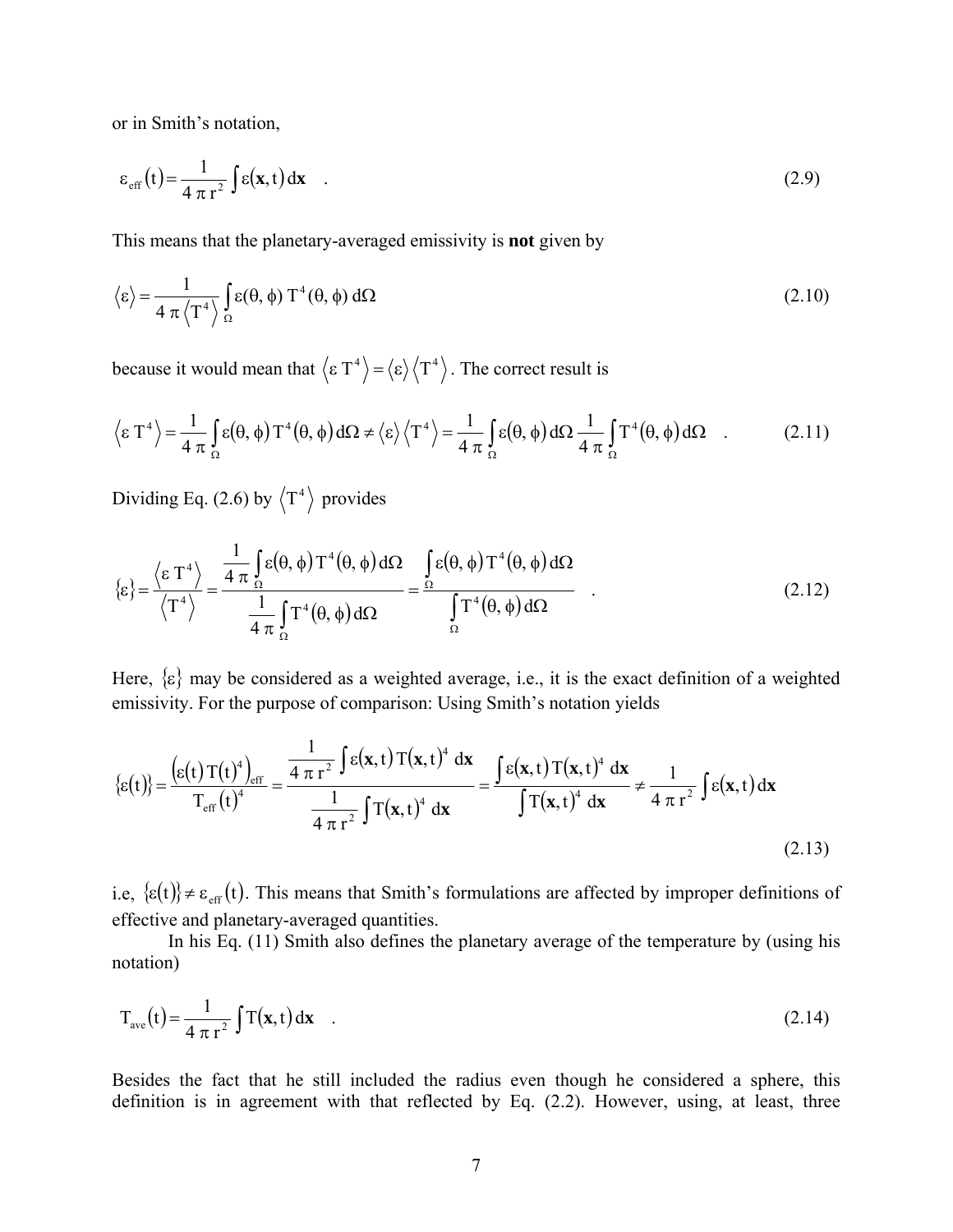or in Smith's notation,

$$\varepsilon_{\mathrm{eff}}(t) = \frac{1}{4\,\pi\,r^2} \int \varepsilon(\mathbf{x}, t)\, d\mathbf{x} \quad . \tag{2.9}$$

This means that the planetary-averaged emissivity is **not** given by

$$\langle \varepsilon \rangle = \frac{1}{4\,\pi \left\langle T^4 \right\rangle} \int_{\Omega} \varepsilon(\theta, \phi)\, T^4(\theta, \phi)\, d\Omega \tag{2.10}$$

because it would mean that $\left\langle \varepsilon\, T^4 \right\rangle = \langle \varepsilon \rangle \left\langle T^4 \right\rangle$. The correct result is

$$\left\langle \varepsilon\, T^4 \right\rangle = \frac{1}{4\,\pi} \int_{\Omega} \varepsilon(\theta, \phi)\, T^4(\theta, \phi)\, d\Omega \neq \langle \varepsilon \rangle \left\langle T^4 \right\rangle = \frac{1}{4\,\pi} \int_{\Omega} \varepsilon(\theta, \phi)\, d\Omega\, \frac{1}{4\,\pi} \int_{\Omega} T^4(\theta, \phi)\, d\Omega \quad . \tag{2.11}$$

Dividing Eq. (2.6) by $\left\langle T^4 \right\rangle$ provides

$$\{\varepsilon\} = \frac{\left\langle \varepsilon\, T^4 \right\rangle}{\left\langle T^4 \right\rangle} = \frac{\dfrac{1}{4\,\pi} \displaystyle\int_{\Omega} \varepsilon(\theta, \phi)\, T^4(\theta, \phi)\, d\Omega}{\dfrac{1}{4\,\pi} \displaystyle\int_{\Omega} T^4(\theta, \phi)\, d\Omega} = \frac{\displaystyle\int_{\Omega} \varepsilon(\theta, \phi)\, T^4(\theta, \phi)\, d\Omega}{\displaystyle\int_{\Omega} T^4(\theta, \phi)\, d\Omega} \quad . \tag{2.12}$$

Here, $\{\varepsilon\}$ may be considered as a weighted average, i.e., it is the exact definition of a weighted emissivity. For the purpose of comparison: Using Smith's notation yields

$$\{\varepsilon(t)\} = \frac{\left(\varepsilon(t)\, T(t)^4\right)_{\mathrm{eff}}}{T_{\mathrm{eff}}(t)^4} = \frac{\dfrac{1}{4\,\pi\,r^2} \displaystyle\int \varepsilon(\mathbf{x}, t)\, T(\mathbf{x}, t)^4\, d\mathbf{x}}{\dfrac{1}{4\,\pi\,r^2} \displaystyle\int T(\mathbf{x}, t)^4\, d\mathbf{x}} = \frac{\displaystyle\int \varepsilon(\mathbf{x}, t)\, T(\mathbf{x}, t)^4\, d\mathbf{x}}{\displaystyle\int T(\mathbf{x}, t)^4\, d\mathbf{x}} \neq \frac{1}{4\,\pi\,r^2} \int \varepsilon(\mathbf{x}, t)\, d\mathbf{x} \tag{2.13}$$

i.e, $\{\varepsilon(t)\} \neq \varepsilon_{\mathrm{eff}}(t)$. This means that Smith's formulations are affected by improper definitions of effective and planetary-averaged quantities.

In his Eq. (11) Smith also defines the planetary average of the temperature by (using his notation)

$$T_{\mathrm{ave}}(t) = \frac{1}{4\,\pi\,r^2} \int T(\mathbf{x}, t)\, d\mathbf{x} \quad . \tag{2.14}$$

Besides the fact that he still included the radius even though he considered a sphere, this definition is in agreement with that reflected by Eq. (2.2). However, using, at least, three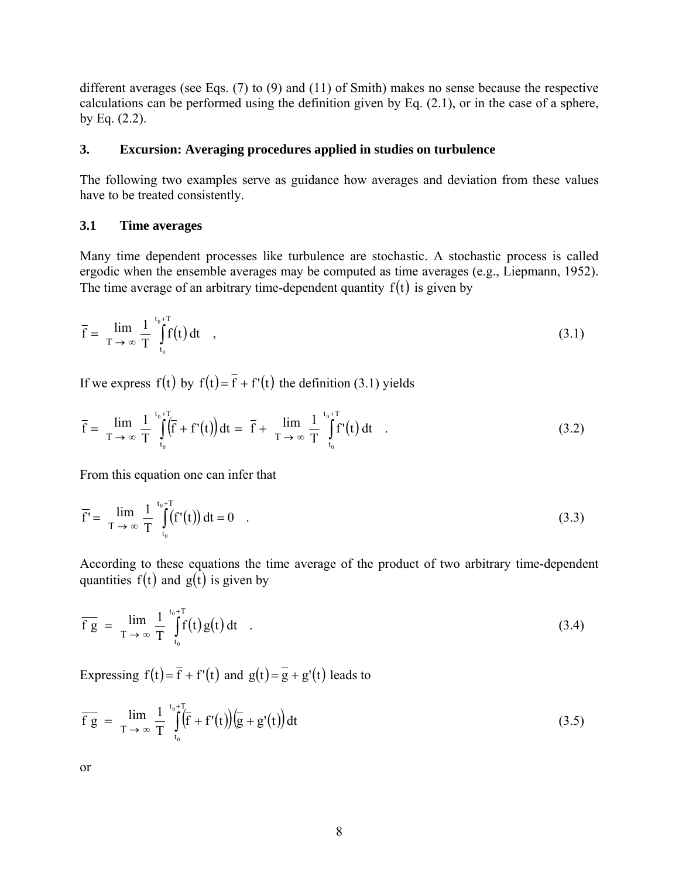different averages (see Eqs. (7) to (9) and (11) of Smith) makes no sense because the respective calculations can be performed using the definition given by Eq. (2.1), or in the case of a sphere, by Eq. (2.2).

## 3. Excursion: Averaging procedures applied in studies on turbulence

The following two examples serve as guidance how averages and deviation from these values have to be treated consistently.

### 3.1 Time averages

Many time dependent processes like turbulence are stochastic. A stochastic process is called ergodic when the ensemble averages may be computed as time averages (e.g., Liepmann, 1952). The time average of an arbitrary time-dependent quantity $f(t)$ is given by

$$\overline{f} = \lim_{T \to \infty} \frac{1}{T} \int_{t_0}^{t_0+T} f(t)\, dt \quad , \tag{3.1}$$

If we express $f(t)$ by $f(t) = \overline{f} + f'(t)$ the definition (3.1) yields

$$\overline{f} = \lim_{T \to \infty} \frac{1}{T} \int_{t_0}^{t_0+T} \left(\overline{f} + f'(t)\right) dt = \overline{f} + \lim_{T \to \infty} \frac{1}{T} \int_{t_0}^{t_0+T} f'(t)\, dt \quad . \tag{3.2}$$

From this equation one can infer that

$$\overline{f'} = \lim_{T \to \infty} \frac{1}{T} \int_{t_0}^{t_0+T} \left(f'(t)\right) dt = 0 \quad . \tag{3.3}$$

According to these equations the time average of the product of two arbitrary time-dependent quantities $f(t)$ and $g(t)$ is given by

$$\overline{f\, g} = \lim_{T \to \infty} \frac{1}{T} \int_{t_0}^{t_0+T} f(t)\, g(t)\, dt \quad . \tag{3.4}$$

Expressing $f(t) = \overline{f} + f'(t)$ and $g(t) = \overline{g} + g'(t)$ leads to

$$\overline{f\, g} = \lim_{T \to \infty} \frac{1}{T} \int_{t_0}^{t_0+T} \left(\overline{f} + f'(t)\right)\left(\overline{g} + g'(t)\right) dt \tag{3.5}$$

or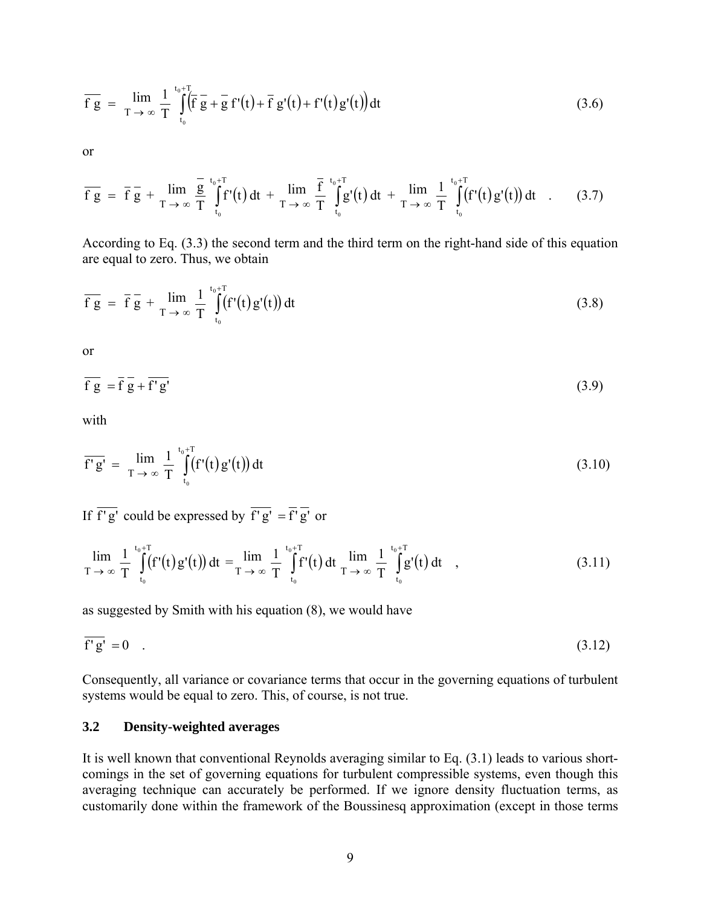$$\overline{f\,g} \;=\; \lim_{T\to\infty}\frac{1}{T}\int_{t_0}^{t_0+T}\left(\bar{f}\,\bar{g}+\bar{g}\,f'(t)+\bar{f}\,g'(t)+f'(t)\,g'(t)\right)dt \tag{3.6}$$

or

$$\overline{f\,g} \;=\; \bar{f}\,\bar{g} + \lim_{T\to\infty}\frac{\bar{g}}{T}\int_{t_0}^{t_0+T} f'(t)\,dt + \lim_{T\to\infty}\frac{\bar{f}}{T}\int_{t_0}^{t_0+T} g'(t)\,dt + \lim_{T\to\infty}\frac{1}{T}\int_{t_0}^{t_0+T}\left(f'(t)\,g'(t)\right)dt \quad . \tag{3.7}$$

According to Eq. (3.3) the second term and the third term on the right-hand side of this equation are equal to zero. Thus, we obtain

$$\overline{f\,g} \;=\; \bar{f}\,\bar{g} + \lim_{T\to\infty}\frac{1}{T}\int_{t_0}^{t_0+T}\left(f'(t)\,g'(t)\right)dt \tag{3.8}$$

or

$$\overline{f\,g} = \bar{f}\,\bar{g} + \overline{f'\,g'} \tag{3.9}$$

with

$$\overline{f'\,g'} \;=\; \lim_{T\to\infty}\frac{1}{T}\int_{t_0}^{t_0+T}\left(f'(t)\,g'(t)\right)dt \tag{3.10}$$

If $\overline{f'\,g'}$ could be expressed by $\overline{f'\,g'} = \overline{f'}\,\overline{g'}$ or

$$\lim_{T\to\infty}\frac{1}{T}\int_{t_0}^{t_0+T}\left(f'(t)\,g'(t)\right)dt = \lim_{T\to\infty}\frac{1}{T}\int_{t_0}^{t_0+T} f'(t)\,dt \; \lim_{T\to\infty}\frac{1}{T}\int_{t_0}^{t_0+T} g'(t)\,dt \quad , \tag{3.11}$$

as suggested by Smith with his equation (8), we would have

$$\overline{f'\,g'} = 0 \quad . \tag{3.12}$$

Consequently, all variance or covariance terms that occur in the governing equations of turbulent systems would be equal to zero. This, of course, is not true.

### 3.2 Density-weighted averages

It is well known that conventional Reynolds averaging similar to Eq. (3.1) leads to various shortcomings in the set of governing equations for turbulent compressible systems, even though this averaging technique can accurately be performed. If we ignore density fluctuation terms, as customarily done within the framework of the Boussinesq approximation (except in those terms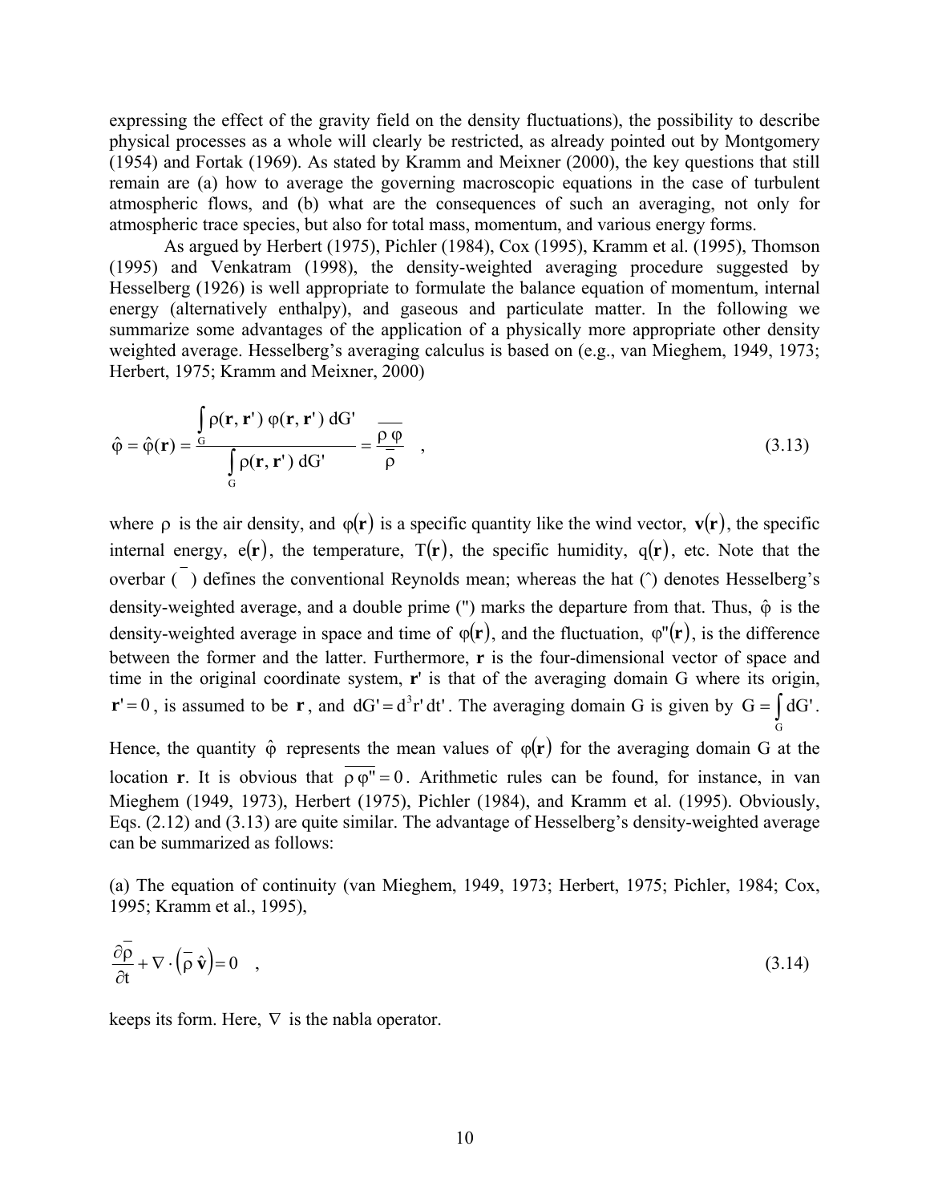expressing the effect of the gravity field on the density fluctuations), the possibility to describe physical processes as a whole will clearly be restricted, as already pointed out by Montgomery (1954) and Fortak (1969). As stated by Kramm and Meixner (2000), the key questions that still remain are (a) how to average the governing macroscopic equations in the case of turbulent atmospheric flows, and (b) what are the consequences of such an averaging, not only for atmospheric trace species, but also for total mass, momentum, and various energy forms.

As argued by Herbert (1975), Pichler (1984), Cox (1995), Kramm et al. (1995), Thomson (1995) and Venkatram (1998), the density-weighted averaging procedure suggested by Hesselberg (1926) is well appropriate to formulate the balance equation of momentum, internal energy (alternatively enthalpy), and gaseous and particulate matter. In the following we summarize some advantages of the application of a physically more appropriate other density weighted average. Hesselberg's averaging calculus is based on (e.g., van Mieghem, 1949, 1973; Herbert, 1975; Kramm and Meixner, 2000)

$$\hat{\varphi} = \hat{\varphi}(\mathbf{r}) = \frac{\int_G \rho(\mathbf{r}, \mathbf{r}')\, \varphi(\mathbf{r}, \mathbf{r}')\, dG'}{\int_G \rho(\mathbf{r}, \mathbf{r}')\, dG'} = \frac{\overline{\rho\, \varphi}}{\overline{\rho}} \quad , \tag{3.13}$$

where $\rho$ is the air density, and $\varphi(\mathbf{r})$ is a specific quantity like the wind vector, $\mathbf{v}(\mathbf{r})$, the specific internal energy, $e(\mathbf{r})$, the temperature, $T(\mathbf{r})$, the specific humidity, $q(\mathbf{r})$, etc. Note that the overbar ( $\overline{\phantom{x}}$ ) defines the conventional Reynolds mean; whereas the hat (ˆ) denotes Hesselberg's density-weighted average, and a double prime (") marks the departure from that. Thus, $\hat{\varphi}$ is the density-weighted average in space and time of $\varphi(\mathbf{r})$, and the fluctuation, $\varphi''(\mathbf{r})$, is the difference between the former and the latter. Furthermore, $\mathbf{r}$ is the four-dimensional vector of space and time in the original coordinate system, $\mathbf{r}'$ is that of the averaging domain G where its origin, $\mathbf{r}' = 0$, is assumed to be $\mathbf{r}$, and $dG' = d^3r'\, dt'$. The averaging domain G is given by $G = \int_G dG'$. Hence, the quantity $\hat{\varphi}$ represents the mean values of $\varphi(\mathbf{r})$ for the averaging domain G at the location $\mathbf{r}$. It is obvious that $\overline{\rho\, \varphi''} = 0$. Arithmetic rules can be found, for instance, in van Mieghem (1949, 1973), Herbert (1975), Pichler (1984), and Kramm et al. (1995). Obviously, Eqs. (2.12) and (3.13) are quite similar. The advantage of Hesselberg's density-weighted average can be summarized as follows:

(a) The equation of continuity (van Mieghem, 1949, 1973; Herbert, 1975; Pichler, 1984; Cox, 1995; Kramm et al., 1995),

$$\frac{\partial \overline{\rho}}{\partial t} + \nabla \cdot \left( \overline{\rho}\, \hat{\mathbf{v}} \right) = 0 \quad , \tag{3.14}$$

keeps its form. Here, $\nabla$ is the nabla operator.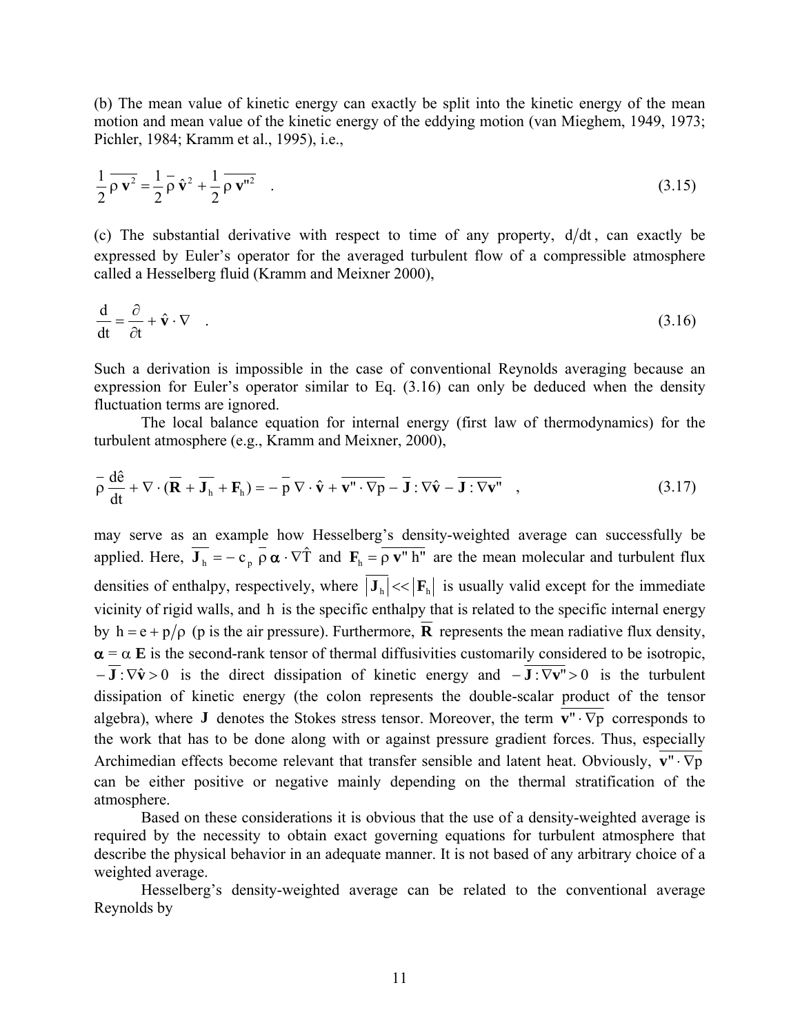(b) The mean value of kinetic energy can exactly be split into the kinetic energy of the mean motion and mean value of the kinetic energy of the eddying motion (van Mieghem, 1949, 1973; Pichler, 1984; Kramm et al., 1995), i.e.,

$$\frac{1}{2}\,\overline{\rho\,\mathbf{v}^2} = \frac{1}{2}\,\overline{\rho}\,\hat{\mathbf{v}}^2 + \frac{1}{2}\,\overline{\rho\,\mathbf{v}''^2} \quad . \tag{3.15}$$

(c) The substantial derivative with respect to time of any property, $d/dt$, can exactly be expressed by Euler's operator for the averaged turbulent flow of a compressible atmosphere called a Hesselberg fluid (Kramm and Meixner 2000),

$$\frac{d}{dt} = \frac{\partial}{\partial t} + \hat{\mathbf{v}} \cdot \nabla \quad . \tag{3.16}$$

Such a derivation is impossible in the case of conventional Reynolds averaging because an expression for Euler's operator similar to Eq. (3.16) can only be deduced when the density fluctuation terms are ignored.

The local balance equation for internal energy (first law of thermodynamics) for the turbulent atmosphere (e.g., Kramm and Meixner, 2000),

$$\overline{\rho}\,\frac{d\hat{e}}{dt} + \nabla \cdot (\overline{\mathbf{R}} + \overline{\mathbf{J}}_h + \mathbf{F}_h) = -\,\overline{p}\,\nabla \cdot \hat{\mathbf{v}} + \overline{\mathbf{v}'' \cdot \nabla p} - \overline{\mathbf{J}} : \nabla\hat{\mathbf{v}} - \overline{\mathbf{J} : \nabla\mathbf{v}''} \quad , \tag{3.17}$$

may serve as an example how Hesselberg's density-weighted average can successfully be applied. Here, $\overline{\mathbf{J}}_h = -\,c_p\,\overline{\rho}\,\boldsymbol{\alpha} \cdot \nabla\hat{T}$ and $\mathbf{F}_h = \overline{\rho\,\mathbf{v}''\,h''}$ are the mean molecular and turbulent flux densities of enthalpy, respectively, where $\left|\overline{\mathbf{J}}_h\right| << \left|\mathbf{F}_h\right|$ is usually valid except for the immediate vicinity of rigid walls, and $h$ is the specific enthalpy that is related to the specific internal energy by $h = e + p/\rho$ (p is the air pressure). Furthermore, $\overline{\mathbf{R}}$ represents the mean radiative flux density, $\boldsymbol{\alpha} = \alpha\,\mathbf{E}$ is the second-rank tensor of thermal diffusivities customarily considered to be isotropic, $-\,\overline{\mathbf{J}} : \nabla\hat{\mathbf{v}} > 0$ is the direct dissipation of kinetic energy and $-\,\overline{\mathbf{J} : \nabla\mathbf{v}''} > 0$ is the turbulent dissipation of kinetic energy (the colon represents the double-scalar product of the tensor algebra), where $\mathbf{J}$ denotes the Stokes stress tensor. Moreover, the term $\overline{\mathbf{v}'' \cdot \nabla p}$ corresponds to the work that has to be done along with or against pressure gradient forces. Thus, especially Archimedian effects become relevant that transfer sensible and latent heat. Obviously, $\overline{\mathbf{v}'' \cdot \nabla p}$ can be either positive or negative mainly depending on the thermal stratification of the atmosphere.

Based on these considerations it is obvious that the use of a density-weighted average is required by the necessity to obtain exact governing equations for turbulent atmosphere that describe the physical behavior in an adequate manner. It is not based of any arbitrary choice of a weighted average.

Hesselberg's density-weighted average can be related to the conventional average Reynolds by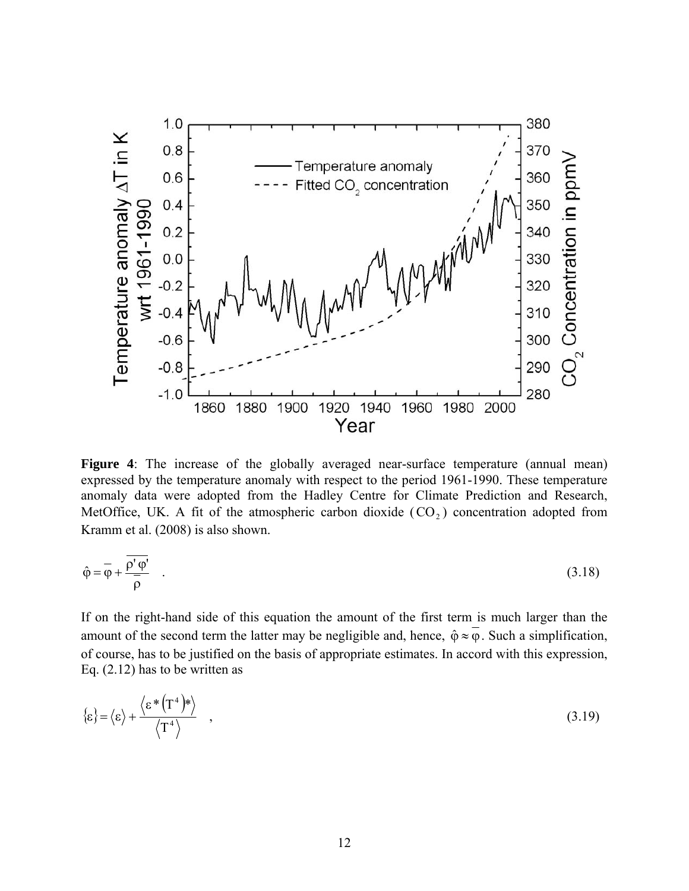**Figure 4**: The increase of the globally averaged near-surface temperature (annual mean) expressed by the temperature anomaly with respect to the period 1961-1990. These temperature anomaly data were adopted from the Hadley Centre for Climate Prediction and Research, MetOffice, UK. A fit of the atmospheric carbon dioxide ($CO_2$) concentration adopted from Kramm et al. (2008) is also shown.

$$\hat{\varphi} = \overline{\varphi} + \frac{\overline{\rho' \varphi'}}{\overline{\rho}} \quad . \tag{3.18}$$

If on the right-hand side of this equation the amount of the first term is much larger than the amount of the second term the latter may be negligible and, hence, $\hat{\varphi} \approx \overline{\varphi}$. Such a simplification, of course, has to be justified on the basis of appropriate estimates. In accord with this expression, Eq. (2.12) has to be written as

$$\{\varepsilon\} = \langle \varepsilon \rangle + \frac{\langle \varepsilon^* (T^4)^* \rangle}{\langle T^4 \rangle} \quad , \tag{3.19}$$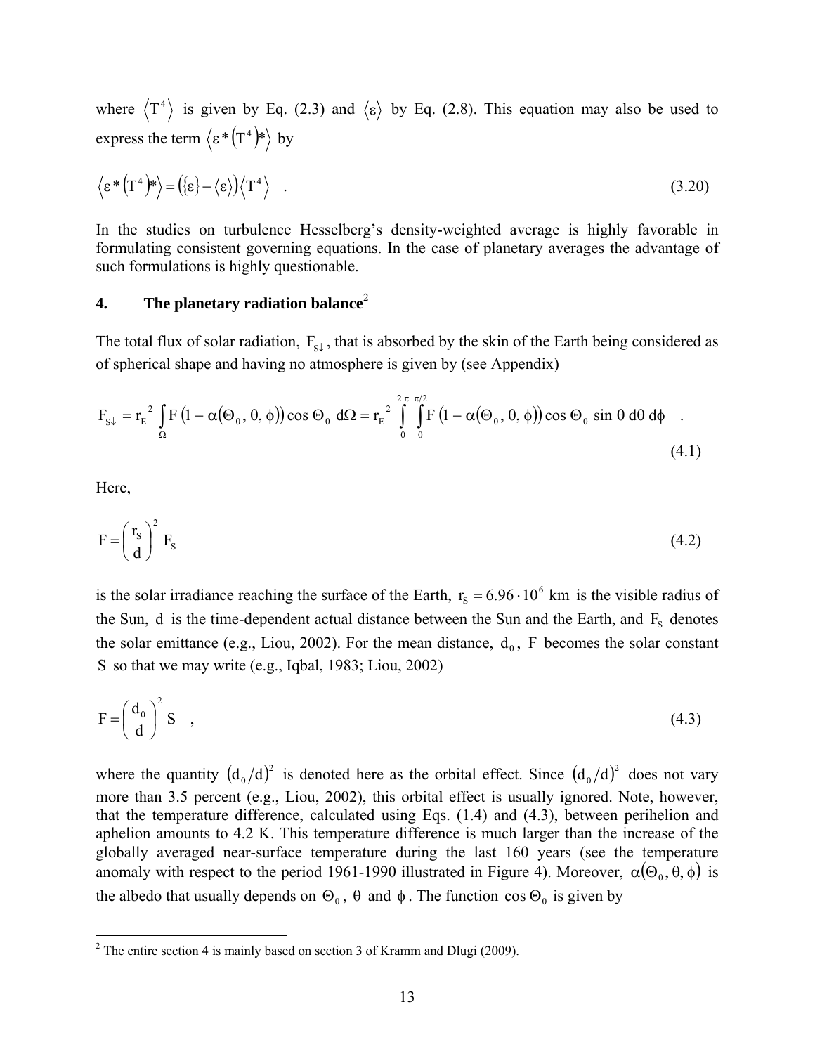where $\langle T^4 \rangle$ is given by Eq. (2.3) and $\langle \varepsilon \rangle$ by Eq. (2.8). This equation may also be used to express the term $\langle \varepsilon * (T^4) * \rangle$ by

$$\langle \varepsilon * (T^4) * \rangle = (\{\varepsilon\} - \langle \varepsilon \rangle) \langle T^4 \rangle \quad . \tag{3.20}$$

In the studies on turbulence Hesselberg's density-weighted average is highly favorable in formulating consistent governing equations. In the case of planetary averages the advantage of such formulations is highly questionable.

## 4. The planetary radiation balance[2]

The total flux of solar radiation, $F_{S\downarrow}$, that is absorbed by the skin of the Earth being considered as of spherical shape and having no atmosphere is given by (see Appendix)

$$F_{S\downarrow} = r_E^{\ 2} \int_{\Omega} F \left(1 - \alpha(\Theta_0, \theta, \phi)\right) \cos \Theta_0 \; d\Omega = r_E^{\ 2} \int_0^{2\pi} \int_0^{\pi/2} F \left(1 - \alpha(\Theta_0, \theta, \phi)\right) \cos \Theta_0 \; \sin \theta \; d\theta \; d\phi \quad . \tag{4.1}$$

Here,

$$F = \left(\frac{r_S}{d}\right)^2 F_S \tag{4.2}$$

is the solar irradiance reaching the surface of the Earth, $r_S = 6.96 \cdot 10^6$ km is the visible radius of the Sun, $d$ is the time-dependent actual distance between the Sun and the Earth, and $F_S$ denotes the solar emittance (e.g., Liou, 2002). For the mean distance, $d_0$, $F$ becomes the solar constant $S$ so that we may write (e.g., Iqbal, 1983; Liou, 2002)

$$F = \left(\frac{d_0}{d}\right)^2 S \quad , \tag{4.3}$$

where the quantity $(d_0/d)^2$ is denoted here as the orbital effect. Since $(d_0/d)^2$ does not vary more than 3.5 percent (e.g., Liou, 2002), this orbital effect is usually ignored. Note, however, that the temperature difference, calculated using Eqs. (1.4) and (4.3), between perihelion and aphelion amounts to 4.2 K. This temperature difference is much larger than the increase of the globally averaged near-surface temperature during the last 160 years (see the temperature anomaly with respect to the period 1961-1990 illustrated in Figure 4). Moreover, $\alpha(\Theta_0, \theta, \phi)$ is the albedo that usually depends on $\Theta_0$, $\theta$ and $\phi$. The function $\cos \Theta_0$ is given by

[2] The entire section 4 is mainly based on section 3 of Kramm and Dlugi (2009).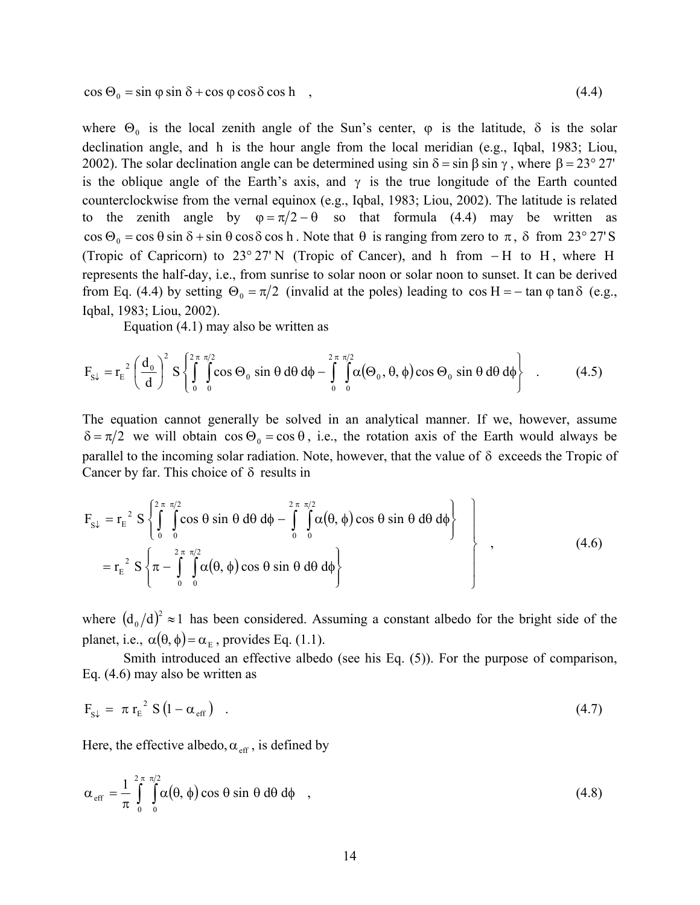$$\cos\Theta_0 = \sin\varphi\sin\delta + \cos\varphi\cos\delta\cos h \quad , \tag{4.4}$$

where $\Theta_0$ is the local zenith angle of the Sun's center, $\varphi$ is the latitude, $\delta$ is the solar declination angle, and $h$ is the hour angle from the local meridian (e.g., Iqbal, 1983; Liou, 2002). The solar declination angle can be determined using $\sin\delta = \sin\beta\sin\gamma$, where $\beta = 23°\,27'$ is the oblique angle of the Earth's axis, and $\gamma$ is the true longitude of the Earth counted counterclockwise from the vernal equinox (e.g., Iqbal, 1983; Liou, 2002). The latitude is related to the zenith angle by $\varphi = \pi/2 - \theta$ so that formula (4.4) may be written as $\cos\Theta_0 = \cos\theta\sin\delta + \sin\theta\cos\delta\cos h$. Note that $\theta$ is ranging from zero to $\pi$, $\delta$ from $23°\,27'\,\mathrm{S}$ (Tropic of Capricorn) to $23°\,27'\,\mathrm{N}$ (Tropic of Cancer), and $h$ from $-H$ to $H$, where $H$ represents the half-day, i.e., from sunrise to solar noon or solar noon to sunset. It can be derived from Eq. (4.4) by setting $\Theta_0 = \pi/2$ (invalid at the poles) leading to $\cos H = -\tan\varphi\tan\delta$ (e.g., Iqbal, 1983; Liou, 2002).

Equation (4.1) may also be written as

$$F_{S\downarrow} = r_E^{\,2}\left(\frac{d_0}{d}\right)^2 S\left\{\int_0^{2\pi}\int_0^{\pi/2}\cos\Theta_0\sin\theta\,d\theta\,d\phi - \int_0^{2\pi}\int_0^{\pi/2}\alpha(\Theta_0,\theta,\phi)\cos\Theta_0\sin\theta\,d\theta\,d\phi\right\} \quad . \tag{4.5}$$

The equation cannot generally be solved in an analytical manner. If we, however, assume $\delta = \pi/2$ we will obtain $\cos\Theta_0 = \cos\theta$, i.e., the rotation axis of the Earth would always be parallel to the incoming solar radiation. Note, however, that the value of $\delta$ exceeds the Tropic of Cancer by far. This choice of $\delta$ results in

$$\left.\begin{aligned} F_{S\downarrow} &= r_E^{\,2}\, S\left\{\int_0^{2\pi}\int_0^{\pi/2}\cos\theta\sin\theta\,d\theta\,d\phi - \int_0^{2\pi}\int_0^{\pi/2}\alpha(\theta,\phi)\cos\theta\sin\theta\,d\theta\,d\phi\right\} \\ &= r_E^{\,2}\, S\left\{\pi - \int_0^{2\pi}\int_0^{\pi/2}\alpha(\theta,\phi)\cos\theta\sin\theta\,d\theta\,d\phi\right\} \end{aligned}\right\} \quad , \tag{4.6}$$

where $(d_0/d)^2 \approx 1$ has been considered. Assuming a constant albedo for the bright side of the planet, i.e., $\alpha(\theta,\phi) = \alpha_E$, provides Eq. (1.1).

Smith introduced an effective albedo (see his Eq. (5)). For the purpose of comparison, Eq. (4.6) may also be written as

$$F_{S\downarrow} = \pi\, r_E^{\,2}\, S\,(1 - \alpha_{eff}) \quad . \tag{4.7}$$

Here, the effective albedo, $\alpha_{eff}$, is defined by

$$\alpha_{eff} = \frac{1}{\pi}\int_0^{2\pi}\int_0^{\pi/2}\alpha(\theta,\phi)\cos\theta\sin\theta\,d\theta\,d\phi \quad , \tag{4.8}$$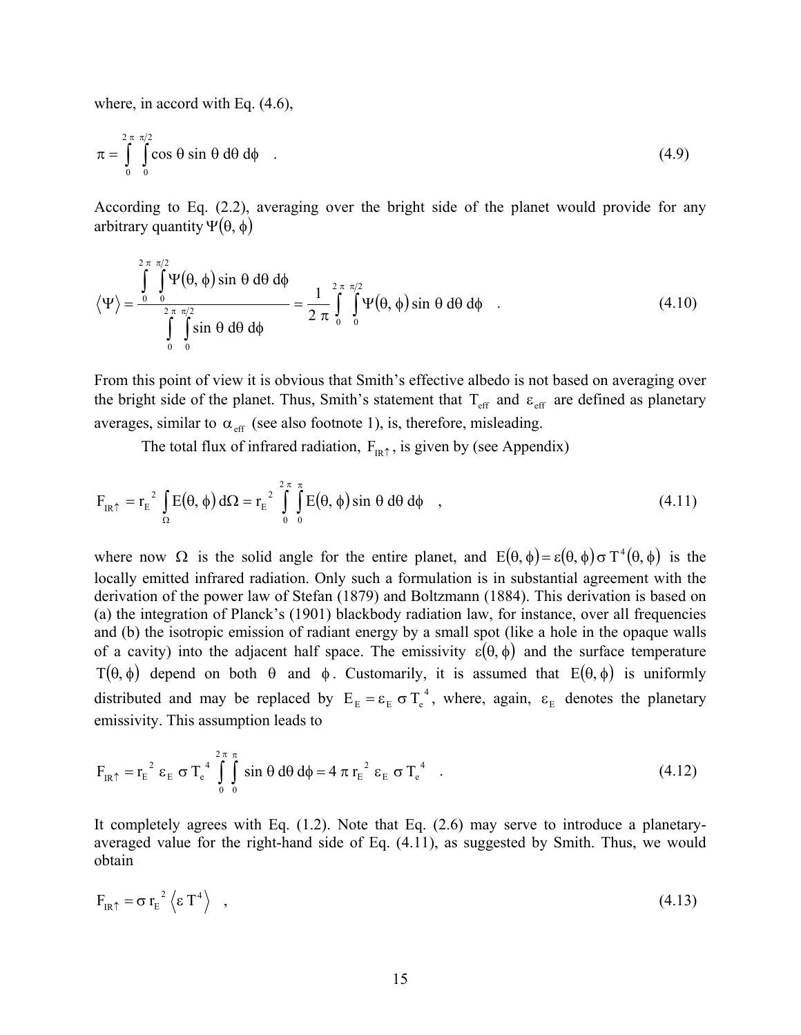where, in accord with Eq. (4.6),

$$\pi = \int_0^{2\pi} \int_0^{\pi/2} \cos\theta \sin\theta \, d\theta \, d\phi \quad . \tag{4.9}$$

According to Eq. (2.2), averaging over the bright side of the planet would provide for any arbitrary quantity $\Psi(\theta, \phi)$

$$\langle \Psi \rangle = \frac{\int_0^{2\pi} \int_0^{\pi/2} \Psi(\theta, \phi) \sin\theta \, d\theta \, d\phi}{\int_0^{2\pi} \int_0^{\pi/2} \sin\theta \, d\theta \, d\phi} = \frac{1}{2\pi} \int_0^{2\pi} \int_0^{\pi/2} \Psi(\theta, \phi) \sin\theta \, d\theta \, d\phi \quad . \tag{4.10}$$

From this point of view it is obvious that Smith's effective albedo is not based on averaging over the bright side of the planet. Thus, Smith's statement that $T_{eff}$ and $\varepsilon_{eff}$ are defined as planetary averages, similar to $\alpha_{eff}$ (see also footnote 1), is, therefore, misleading.

The total flux of infrared radiation, $F_{IR\uparrow}$, is given by (see Appendix)

$$F_{IR\uparrow} = r_E^{\,2} \int_\Omega E(\theta, \phi) \, d\Omega = r_E^{\,2} \int_0^{2\pi} \int_0^{\pi} E(\theta, \phi) \sin\theta \, d\theta \, d\phi \quad , \tag{4.11}$$

where now $\Omega$ is the solid angle for the entire planet, and $E(\theta, \phi) = \varepsilon(\theta, \phi) \, \sigma \, T^4(\theta, \phi)$ is the locally emitted infrared radiation. Only such a formulation is in substantial agreement with the derivation of the power law of Stefan (1879) and Boltzmann (1884). This derivation is based on (a) the integration of Planck's (1901) blackbody radiation law, for instance, over all frequencies and (b) the isotropic emission of radiant energy by a small spot (like a hole in the opaque walls of a cavity) into the adjacent half space. The emissivity $\varepsilon(\theta, \phi)$ and the surface temperature $T(\theta, \phi)$ depend on both $\theta$ and $\phi$. Customarily, it is assumed that $E(\theta, \phi)$ is uniformly distributed and may be replaced by $E_E = \varepsilon_E \, \sigma \, T_e^{\,4}$, where, again, $\varepsilon_E$ denotes the planetary emissivity. This assumption leads to

$$F_{IR\uparrow} = r_E^{\,2} \, \varepsilon_E \, \sigma \, T_e^{\,4} \int_0^{2\pi} \int_0^{\pi} \sin\theta \, d\theta \, d\phi = 4\pi \, r_E^{\,2} \, \varepsilon_E \, \sigma \, T_e^{\,4} \quad . \tag{4.12}$$

It completely agrees with Eq. (1.2). Note that Eq. (2.6) may serve to introduce a planetary-averaged value for the right-hand side of Eq. (4.11), as suggested by Smith. Thus, we would obtain

$$F_{IR\uparrow} = \sigma \, r_E^{\,2} \left\langle \varepsilon \, T^4 \right\rangle \quad , \tag{4.13}$$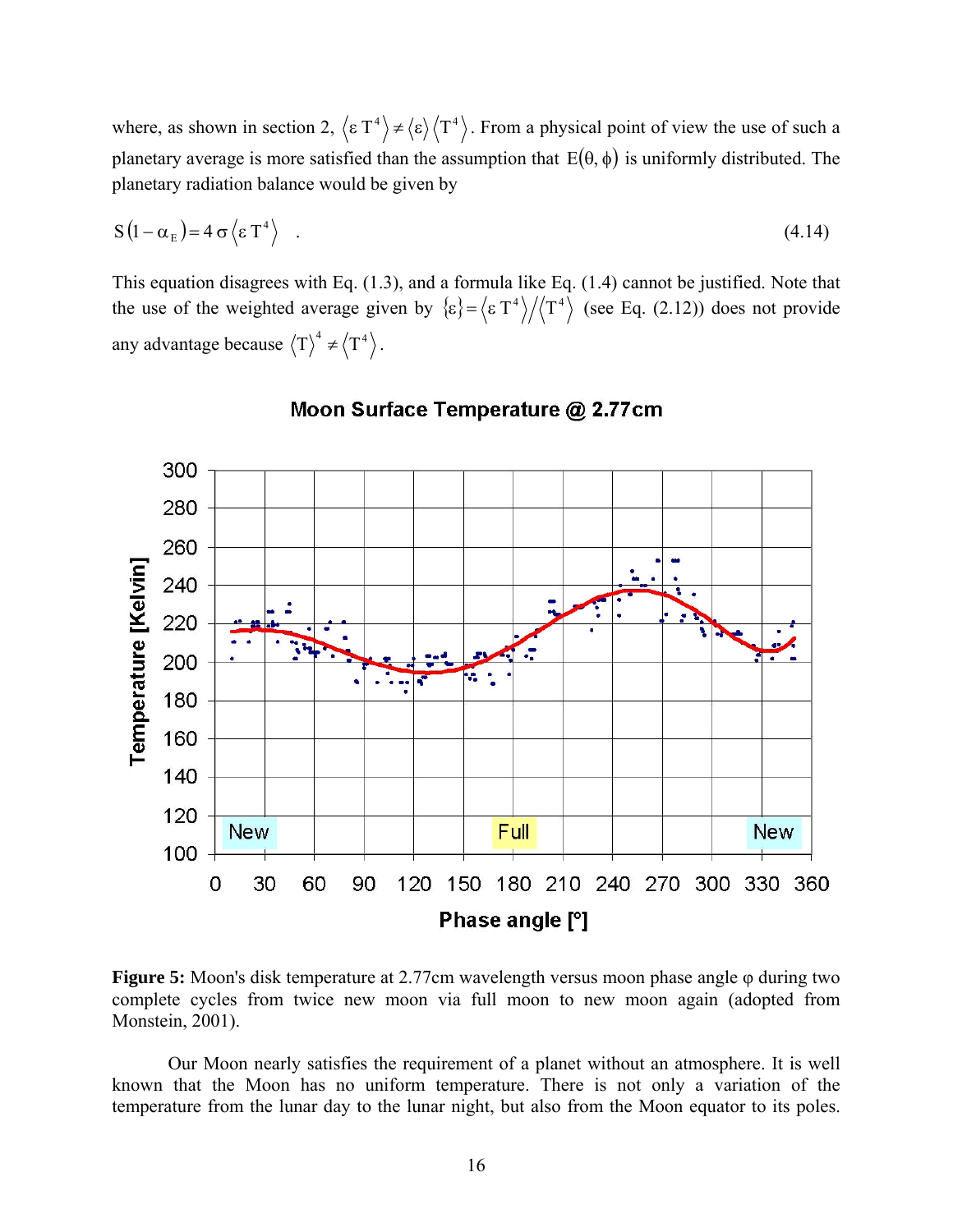where, as shown in section 2, $\langle \varepsilon \, T^4 \rangle \neq \langle \varepsilon \rangle \langle T^4 \rangle$. From a physical point of view the use of such a planetary average is more satisfied than the assumption that $E(\theta, \phi)$ is uniformly distributed. The planetary radiation balance would be given by

$$S(1 - \alpha_E) = 4\,\sigma \langle \varepsilon \, T^4 \rangle \quad . \tag{4.14}$$

This equation disagrees with Eq. (1.3), and a formula like Eq. (1.4) cannot be justified. Note that the use of the weighted average given by $\{\varepsilon\} = \langle \varepsilon \, T^4 \rangle / \langle T^4 \rangle$ (see Eq. (2.12)) does not provide any advantage because $\langle T \rangle^4 \neq \langle T^4 \rangle$.

**Figure 5:** Moon's disk temperature at 2.77cm wavelength versus moon phase angle φ during two complete cycles from twice new moon via full moon to new moon again (adopted from Monstein, 2001).

Our Moon nearly satisfies the requirement of a planet without an atmosphere. It is well known that the Moon has no uniform temperature. There is not only a variation of the temperature from the lunar day to the lunar night, but also from the Moon equator to its poles.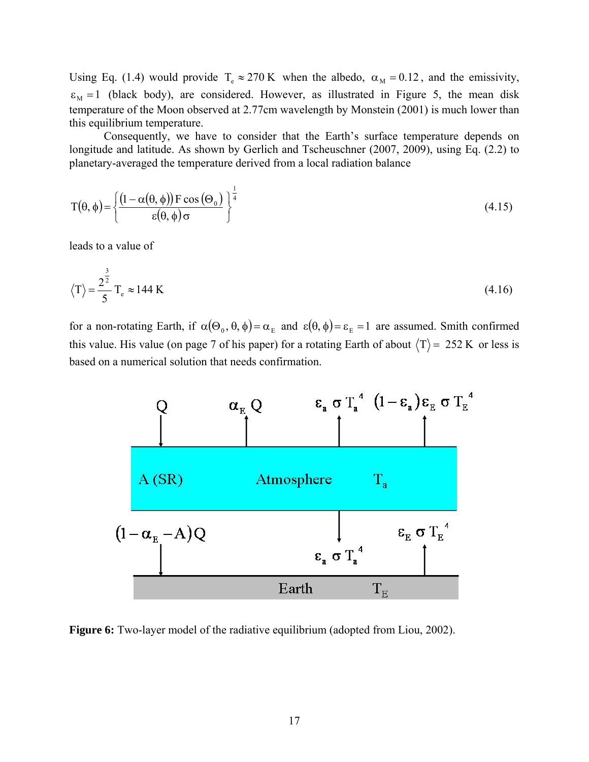Using Eq. (1.4) would provide $T_e \approx 270\,\mathrm{K}$ when the albedo, $\alpha_M = 0.12$, and the emissivity, $\varepsilon_M = 1$ (black body), are considered. However, as illustrated in Figure 5, the mean disk temperature of the Moon observed at 2.77cm wavelength by Monstein (2001) is much lower than this equilibrium temperature.

Consequently, we have to consider that the Earth's surface temperature depends on longitude and latitude. As shown by Gerlich and Tscheuschner (2007, 2009), using Eq. (2.2) to planetary-averaged the temperature derived from a local radiation balance

$$T(\theta, \phi) = \left\{ \frac{(1 - \alpha(\theta, \phi))\, F \cos(\Theta_0)}{\varepsilon(\theta, \phi)\, \sigma} \right\}^{\frac{1}{4}} \tag{4.15}$$

leads to a value of

$$\langle T \rangle = \frac{2^{\frac{3}{2}}}{5} T_e \approx 144\,\mathrm{K} \tag{4.16}$$

for a non-rotating Earth, if $\alpha(\Theta_0, \theta, \phi) = \alpha_E$ and $\varepsilon(\theta, \phi) = \varepsilon_E = 1$ are assumed. Smith confirmed this value. His value (on page 7 of his paper) for a rotating Earth of about $\langle T \rangle =$ 252 K or less is based on a numerical solution that needs confirmation.

**Figure 6:** Two-layer model of the radiative equilibrium (adopted from Liou, 2002).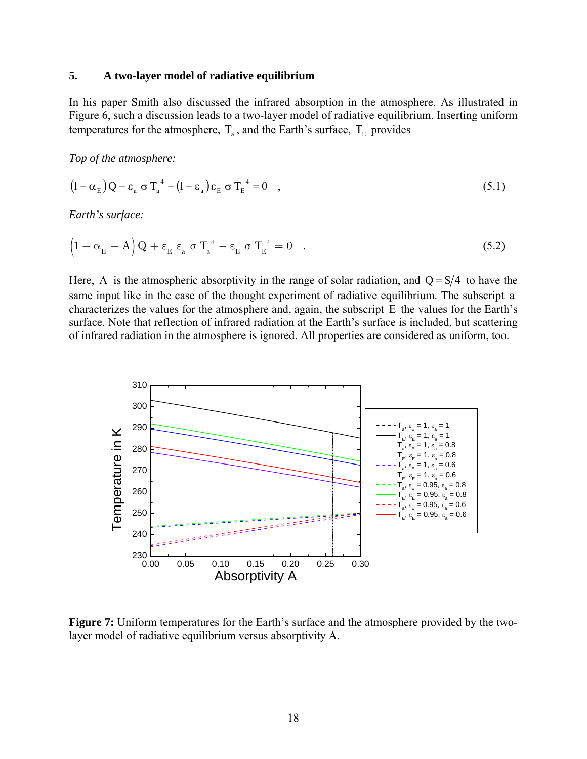## 5. A two-layer model of radiative equilibrium

In his paper Smith also discussed the infrared absorption in the atmosphere. As illustrated in Figure 6, such a discussion leads to a two-layer model of radiative equilibrium. Inserting uniform temperatures for the atmosphere, $T_a$, and the Earth's surface, $T_E$ provides

*Top of the atmosphere:*

$$(1-\alpha_E)Q - \varepsilon_a \sigma T_a^{\,4} - (1-\varepsilon_a)\varepsilon_E \sigma T_E^{\,4} = 0 \quad , \tag{5.1}$$

*Earth's surface:*

$$\left(1-\alpha_E - A\right)Q + \varepsilon_E\, \varepsilon_a\, \sigma\, T_a^{\,4} - \varepsilon_E\, \sigma\, T_E^{\,4} = 0 \quad . \tag{5.2}$$

Here, $A$ is the atmospheric absorptivity in the range of solar radiation, and $Q = S/4$ to have the same input like in the case of the thought experiment of radiative equilibrium. The subscript $a$ characterizes the values for the atmosphere and, again, the subscript $E$ the values for the Earth's surface. Note that reflection of infrared radiation at the Earth's surface is included, but scattering of infrared radiation in the atmosphere is ignored. All properties are considered as uniform, too.

**Figure 7:** Uniform temperatures for the Earth's surface and the atmosphere provided by the two-layer model of radiative equilibrium versus absorptivity A.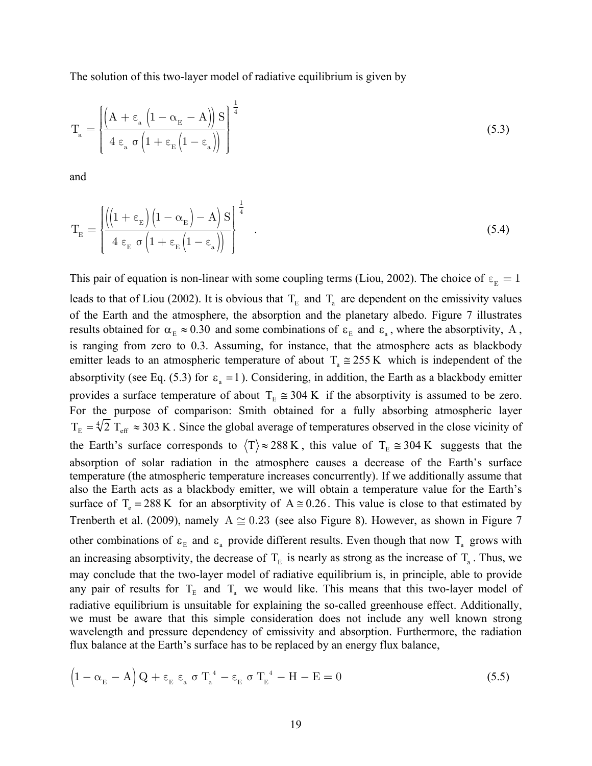The solution of this two-layer model of radiative equilibrium is given by

$$T_a = \left\{ \frac{\left(A + \varepsilon_a \left(1 - \alpha_E - A\right)\right) S}{4\, \varepsilon_a\, \sigma \left(1 + \varepsilon_E \left(1 - \varepsilon_a\right)\right)} \right\}^{\frac{1}{4}} \tag{5.3}$$

and

$$T_E = \left\{ \frac{\left(\left(1 + \varepsilon_E\right)\left(1 - \alpha_E\right) - A\right) S}{4\, \varepsilon_E\, \sigma \left(1 + \varepsilon_E \left(1 - \varepsilon_a\right)\right)} \right\}^{\frac{1}{4}} \quad . \tag{5.4}$$

This pair of equation is non-linear with some coupling terms (Liou, 2002). The choice of $\varepsilon_E = 1$ leads to that of Liou (2002). It is obvious that $T_E$ and $T_a$ are dependent on the emissivity values of the Earth and the atmosphere, the absorption and the planetary albedo. Figure 7 illustrates results obtained for $\alpha_E \approx 0.30$ and some combinations of $\varepsilon_E$ and $\varepsilon_a$, where the absorptivity, $A$, is ranging from zero to 0.3. Assuming, for instance, that the atmosphere acts as blackbody emitter leads to an atmospheric temperature of about $T_a \cong 255\,\mathrm{K}$ which is independent of the absorptivity (see Eq. (5.3) for $\varepsilon_a = 1$). Considering, in addition, the Earth as a blackbody emitter provides a surface temperature of about $T_E \cong 304\,\mathrm{K}$ if the absorptivity is assumed to be zero. For the purpose of comparison: Smith obtained for a fully absorbing atmospheric layer $T_E = \sqrt[4]{2}\; T_{eff} \approx 303\,\mathrm{K}$. Since the global average of temperatures observed in the close vicinity of the Earth's surface corresponds to $\langle T \rangle \approx 288\,\mathrm{K}$, this value of $T_E \cong 304\,\mathrm{K}$ suggests that the absorption of solar radiation in the atmosphere causes a decrease of the Earth's surface temperature (the atmospheric temperature increases concurrently). If we additionally assume that also the Earth acts as a blackbody emitter, we will obtain a temperature value for the Earth's surface of $T_e = 288\,\mathrm{K}$ for an absorptivity of $A \cong 0.26$. This value is close to that estimated by Trenberth et al. (2009), namely $A \cong 0.23$ (see also Figure 8). However, as shown in Figure 7 other combinations of $\varepsilon_E$ and $\varepsilon_a$ provide different results. Even though that now $T_a$ grows with an increasing absorptivity, the decrease of $T_E$ is nearly as strong as the increase of $T_a$. Thus, we may conclude that the two-layer model of radiative equilibrium is, in principle, able to provide any pair of results for $T_E$ and $T_a$ we would like. This means that this two-layer model of radiative equilibrium is unsuitable for explaining the so-called greenhouse effect. Additionally, we must be aware that this simple consideration does not include any well known strong wavelength and pressure dependency of emissivity and absorption. Furthermore, the radiation flux balance at the Earth's surface has to be replaced by an energy flux balance,

$$\left(1 - \alpha_E - A\right) Q + \varepsilon_E\, \varepsilon_a\, \sigma\, T_a^{\,4} - \varepsilon_E\, \sigma\, T_E^{\,4} - H - E = 0 \tag{5.5}$$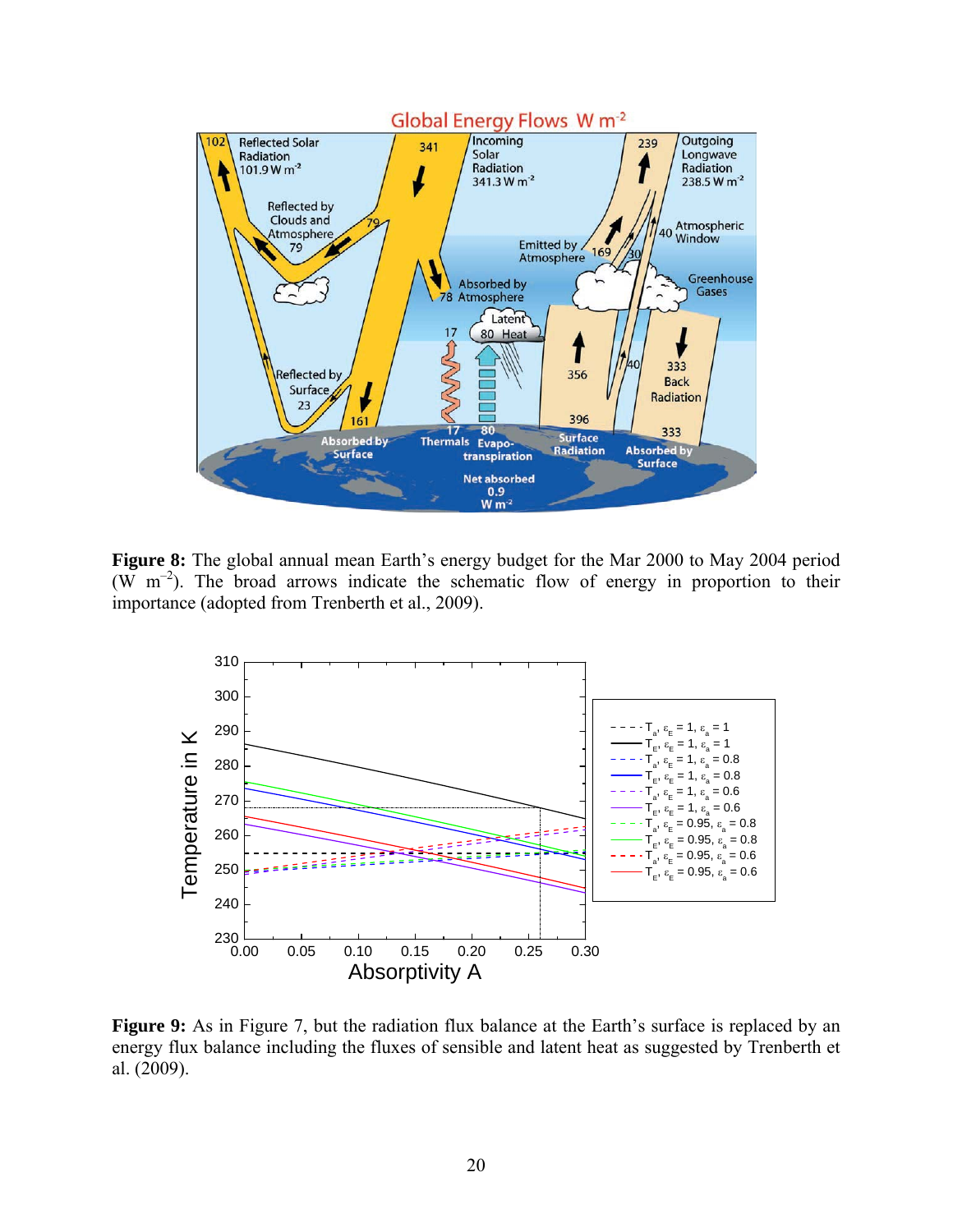**Figure 8:** The global annual mean Earth's energy budget for the Mar 2000 to May 2004 period (W m$^{-2}$). The broad arrows indicate the schematic flow of energy in proportion to their importance (adopted from Trenberth et al., 2009).

**Figure 9:** As in Figure 7, but the radiation flux balance at the Earth's surface is replaced by an energy flux balance including the fluxes of sensible and latent heat as suggested by Trenberth et al. (2009).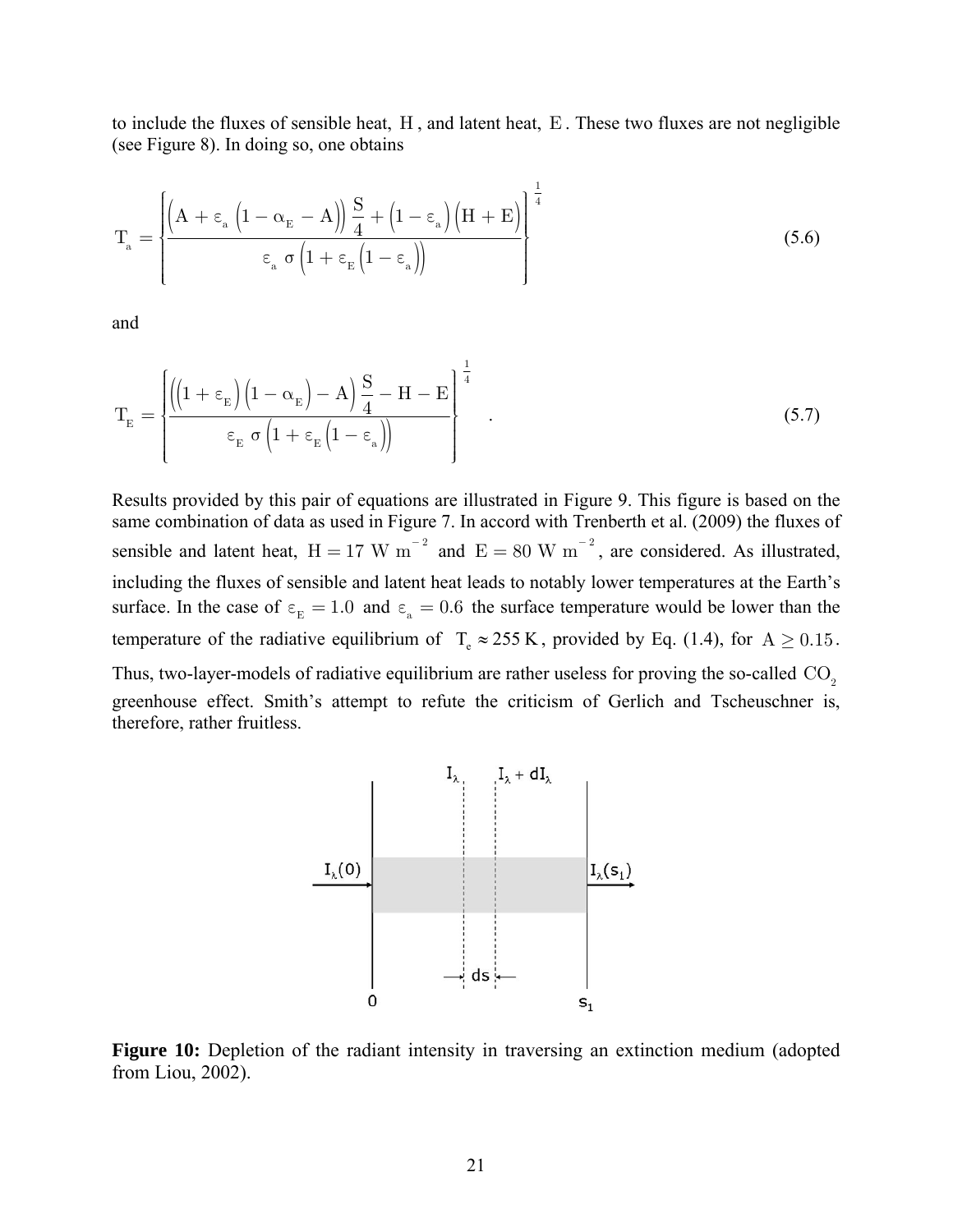to include the fluxes of sensible heat, $H$, and latent heat, $E$. These two fluxes are not negligible (see Figure 8). In doing so, one obtains

$$T_a = \left\{ \frac{\left(A + \varepsilon_a \left(1 - \alpha_E - A\right)\right) \frac{S}{4} + \left(1 - \varepsilon_a\right)\left(H + E\right)}{\varepsilon_a \, \sigma \left(1 + \varepsilon_E \left(1 - \varepsilon_a\right)\right)} \right\}^{\frac{1}{4}} \tag{5.6}$$

and

$$T_E = \left\{ \frac{\left(\left(1 + \varepsilon_E\right)\left(1 - \alpha_E\right) - A\right) \frac{S}{4} - H - E}{\varepsilon_E \, \sigma \left(1 + \varepsilon_E \left(1 - \varepsilon_a\right)\right)} \right\}^{\frac{1}{4}} \quad . \tag{5.7}$$

Results provided by this pair of equations are illustrated in Figure 9. This figure is based on the same combination of data as used in Figure 7. In accord with Trenberth et al. (2009) the fluxes of sensible and latent heat, $H = 17 \text{ W m}^{-2}$ and $E = 80 \text{ W m}^{-2}$, are considered. As illustrated, including the fluxes of sensible and latent heat leads to notably lower temperatures at the Earth's surface. In the case of $\varepsilon_E = 1.0$ and $\varepsilon_a = 0.6$ the surface temperature would be lower than the temperature of the radiative equilibrium of $T_e \approx 255\,\text{K}$, provided by Eq. (1.4), for $A \geq 0.15$. Thus, two-layer-models of radiative equilibrium are rather useless for proving the so-called $CO_2$ greenhouse effect. Smith's attempt to refute the criticism of Gerlich and Tscheuschner is, therefore, rather fruitless.

**Figure 10:** Depletion of the radiant intensity in traversing an extinction medium (adopted from Liou, 2002).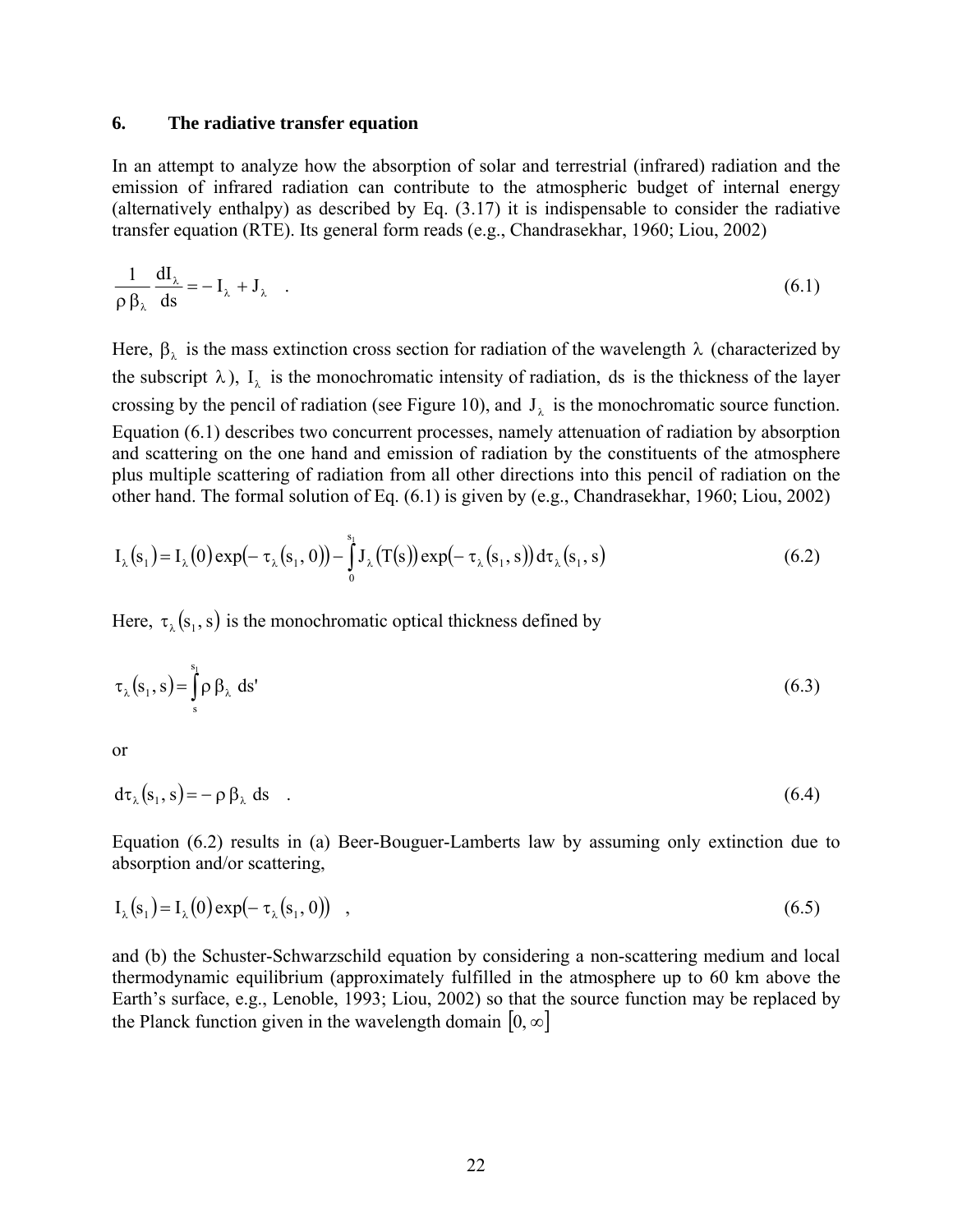## 6. The radiative transfer equation

In an attempt to analyze how the absorption of solar and terrestrial (infrared) radiation and the emission of infrared radiation can contribute to the atmospheric budget of internal energy (alternatively enthalpy) as described by Eq. (3.17) it is indispensable to consider the radiative transfer equation (RTE). Its general form reads (e.g., Chandrasekhar, 1960; Liou, 2002)

$$\frac{1}{\rho\,\beta_\lambda}\,\frac{dI_\lambda}{ds} = -\,I_\lambda + J_\lambda \quad . \tag{6.1}$$

Here, $\beta_\lambda$ is the mass extinction cross section for radiation of the wavelength $\lambda$ (characterized by the subscript $\lambda$), $I_\lambda$ is the monochromatic intensity of radiation, $ds$ is the thickness of the layer crossing by the pencil of radiation (see Figure 10), and $J_\lambda$ is the monochromatic source function. Equation (6.1) describes two concurrent processes, namely attenuation of radiation by absorption and scattering on the one hand and emission of radiation by the constituents of the atmosphere plus multiple scattering of radiation from all other directions into this pencil of radiation on the other hand. The formal solution of Eq. (6.1) is given by (e.g., Chandrasekhar, 1960; Liou, 2002)

$$I_\lambda(s_1) = I_\lambda(0)\exp(-\,\tau_\lambda(s_1, 0)) - \int_0^{s_1} J_\lambda(T(s))\exp(-\,\tau_\lambda(s_1, s))\,d\tau_\lambda(s_1, s) \tag{6.2}$$

Here, $\tau_\lambda(s_1, s)$ is the monochromatic optical thickness defined by

$$\tau_\lambda(s_1, s) = \int_s^{s_1} \rho\,\beta_\lambda\; ds' \tag{6.3}$$

or

$$d\tau_\lambda(s_1, s) = -\,\rho\,\beta_\lambda\; ds \quad . \tag{6.4}$$

Equation (6.2) results in (a) Beer-Bouguer-Lamberts law by assuming only extinction due to absorption and/or scattering,

$$I_\lambda(s_1) = I_\lambda(0)\exp(-\,\tau_\lambda(s_1, 0)) \quad , \tag{6.5}$$

and (b) the Schuster-Schwarzschild equation by considering a non-scattering medium and local thermodynamic equilibrium (approximately fulfilled in the atmosphere up to 60 km above the Earth's surface, e.g., Lenoble, 1993; Liou, 2002) so that the source function may be replaced by the Planck function given in the wavelength domain $[0, \infty]$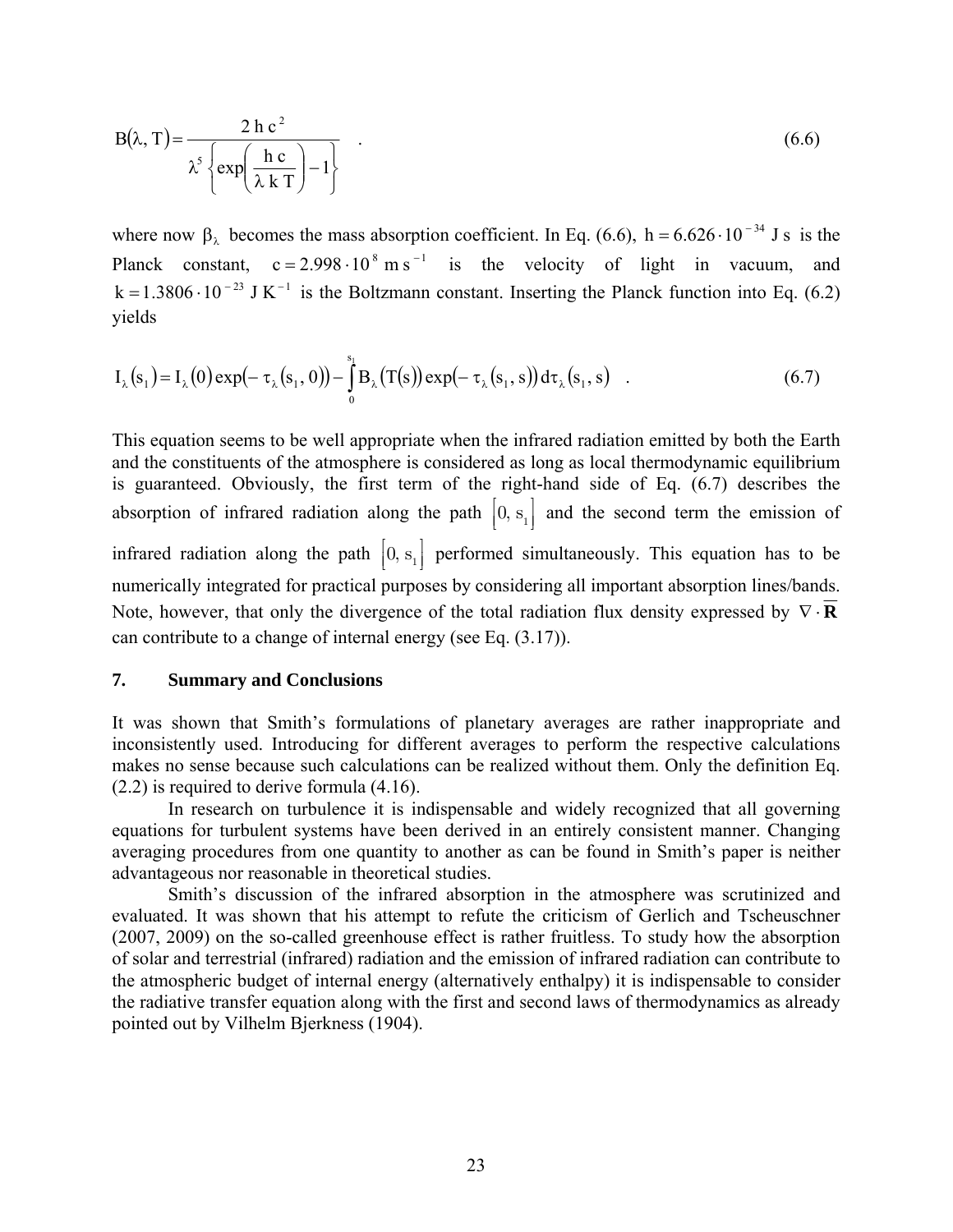$$B(\lambda, T) = \frac{2\,h\,c^2}{\lambda^5 \left\{ \exp\left( \dfrac{h\,c}{\lambda\,k\,T} \right) - 1 \right\}} \quad . \tag{6.6}$$

where now $\beta_\lambda$ becomes the mass absorption coefficient. In Eq. (6.6), $h = 6.626 \cdot 10^{-34}$ J s is the Planck constant, $c = 2.998 \cdot 10^{8}$ m s$^{-1}$ is the velocity of light in vacuum, and $k = 1.3806 \cdot 10^{-23}$ J K$^{-1}$ is the Boltzmann constant. Inserting the Planck function into Eq. (6.2) yields

$$I_\lambda(s_1) = I_\lambda(0) \exp(-\tau_\lambda(s_1, 0)) - \int_0^{s_1} B_\lambda(T(s)) \exp(-\tau_\lambda(s_1, s))\, d\tau_\lambda(s_1, s) \quad . \tag{6.7}$$

This equation seems to be well appropriate when the infrared radiation emitted by both the Earth and the constituents of the atmosphere is considered as long as local thermodynamic equilibrium is guaranteed. Obviously, the first term of the right-hand side of Eq. (6.7) describes the absorption of infrared radiation along the path $[0, s_1]$ and the second term the emission of infrared radiation along the path $[0, s_1]$ performed simultaneously. This equation has to be numerically integrated for practical purposes by considering all important absorption lines/bands. Note, however, that only the divergence of the total radiation flux density expressed by $\nabla \cdot \overline{\mathbf{R}}$ can contribute to a change of internal energy (see Eq. (3.17)).

## 7. Summary and Conclusions

It was shown that Smith's formulations of planetary averages are rather inappropriate and inconsistently used. Introducing for different averages to perform the respective calculations makes no sense because such calculations can be realized without them. Only the definition Eq. (2.2) is required to derive formula (4.16).

In research on turbulence it is indispensable and widely recognized that all governing equations for turbulent systems have been derived in an entirely consistent manner. Changing averaging procedures from one quantity to another as can be found in Smith's paper is neither advantageous nor reasonable in theoretical studies.

Smith's discussion of the infrared absorption in the atmosphere was scrutinized and evaluated. It was shown that his attempt to refute the criticism of Gerlich and Tscheuschner (2007, 2009) on the so-called greenhouse effect is rather fruitless. To study how the absorption of solar and terrestrial (infrared) radiation and the emission of infrared radiation can contribute to the atmospheric budget of internal energy (alternatively enthalpy) it is indispensable to consider the radiative transfer equation along with the first and second laws of thermodynamics as already pointed out by Vilhelm Bjerkness (1904).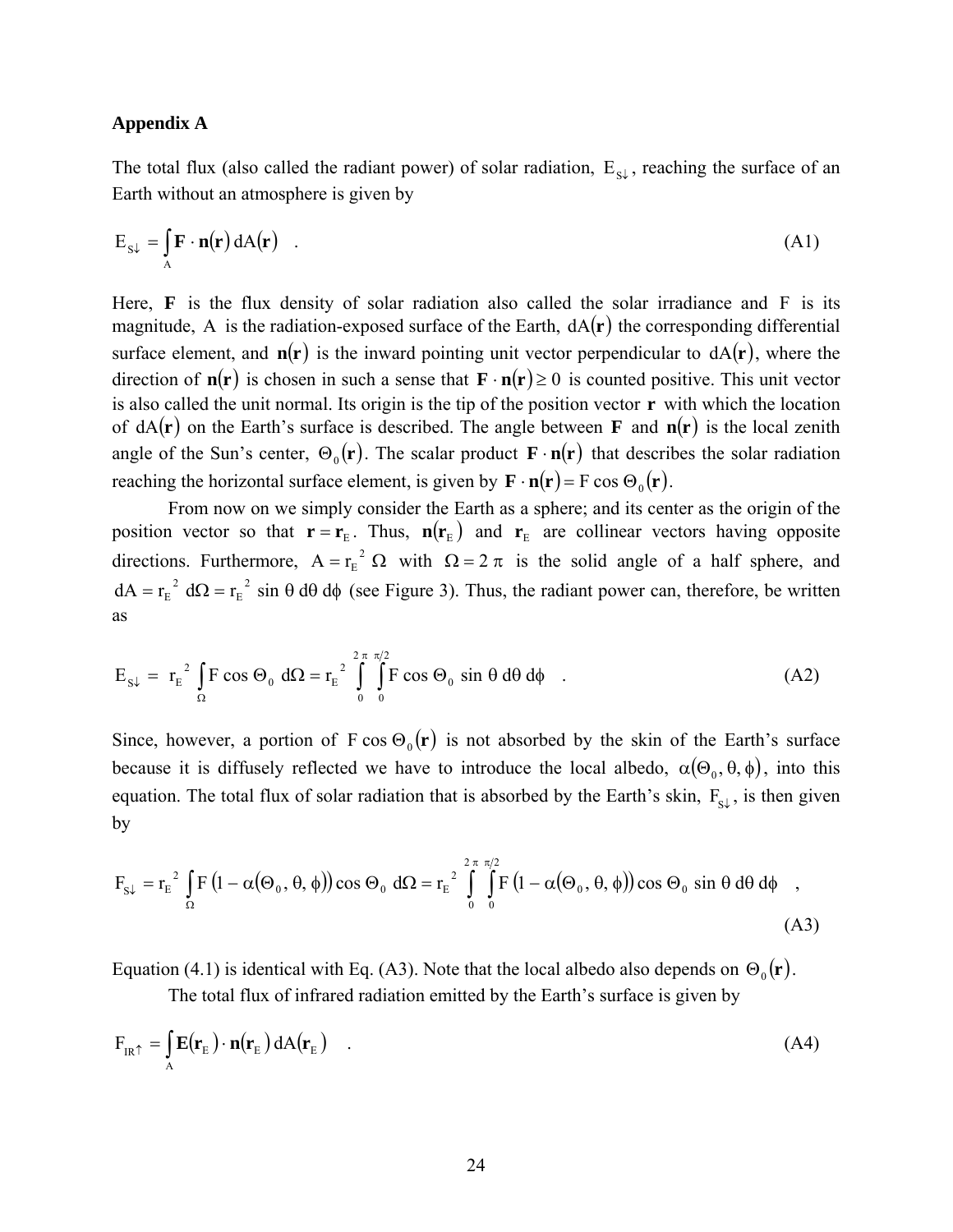### Appendix A

The total flux (also called the radiant power) of solar radiation, $E_{S\downarrow}$, reaching the surface of an Earth without an atmosphere is given by

$$E_{S\downarrow} = \int_A \mathbf{F} \cdot \mathbf{n}(\mathbf{r}) \, dA(\mathbf{r}) \quad . \tag{A1}$$

Here, $\mathbf{F}$ is the flux density of solar radiation also called the solar irradiance and F is its magnitude, A is the radiation-exposed surface of the Earth, $dA(\mathbf{r})$ the corresponding differential surface element, and $\mathbf{n}(\mathbf{r})$ is the inward pointing unit vector perpendicular to $dA(\mathbf{r})$, where the direction of $\mathbf{n}(\mathbf{r})$ is chosen in such a sense that $\mathbf{F} \cdot \mathbf{n}(\mathbf{r}) \geq 0$ is counted positive. This unit vector is also called the unit normal. Its origin is the tip of the position vector $\mathbf{r}$ with which the location of $dA(\mathbf{r})$ on the Earth's surface is described. The angle between $\mathbf{F}$ and $\mathbf{n}(\mathbf{r})$ is the local zenith angle of the Sun's center, $\Theta_0(\mathbf{r})$. The scalar product $\mathbf{F} \cdot \mathbf{n}(\mathbf{r})$ that describes the solar radiation reaching the horizontal surface element, is given by $\mathbf{F} \cdot \mathbf{n}(\mathbf{r}) = F \cos \Theta_0(\mathbf{r})$.

From now on we simply consider the Earth as a sphere; and its center as the origin of the position vector so that $\mathbf{r} = \mathbf{r}_E$. Thus, $\mathbf{n}(\mathbf{r}_E)$ and $\mathbf{r}_E$ are collinear vectors having opposite directions. Furthermore, $A = r_E^2 \, \Omega$ with $\Omega = 2\pi$ is the solid angle of a half sphere, and $dA = r_E^2 \, d\Omega = r_E^2 \sin\theta \, d\theta \, d\phi$ (see Figure 3). Thus, the radiant power can, therefore, be written as

$$E_{S\downarrow} = r_E^2 \int_\Omega F \cos \Theta_0 \, d\Omega = r_E^2 \int_0^{2\pi} \int_0^{\pi/2} F \cos \Theta_0 \sin\theta \, d\theta \, d\phi \quad . \tag{A2}$$

Since, however, a portion of $F \cos \Theta_0(\mathbf{r})$ is not absorbed by the skin of the Earth's surface because it is diffusely reflected we have to introduce the local albedo, $\alpha(\Theta_0, \theta, \phi)$, into this equation. The total flux of solar radiation that is absorbed by the Earth's skin, $F_{S\downarrow}$, is then given by

$$F_{S\downarrow} = r_E^2 \int_\Omega F \left(1 - \alpha(\Theta_0, \theta, \phi)\right) \cos \Theta_0 \, d\Omega = r_E^2 \int_0^{2\pi} \int_0^{\pi/2} F \left(1 - \alpha(\Theta_0, \theta, \phi)\right) \cos \Theta_0 \sin\theta \, d\theta \, d\phi \quad , \tag{A3}$$

Equation (4.1) is identical with Eq. (A3). Note that the local albedo also depends on $\Theta_0(\mathbf{r})$.

The total flux of infrared radiation emitted by the Earth's surface is given by

$$F_{IR\uparrow} = \int_A \mathbf{E}(\mathbf{r}_E) \cdot \mathbf{n}(\mathbf{r}_E) \, dA(\mathbf{r}_E) \quad . \tag{A4}$$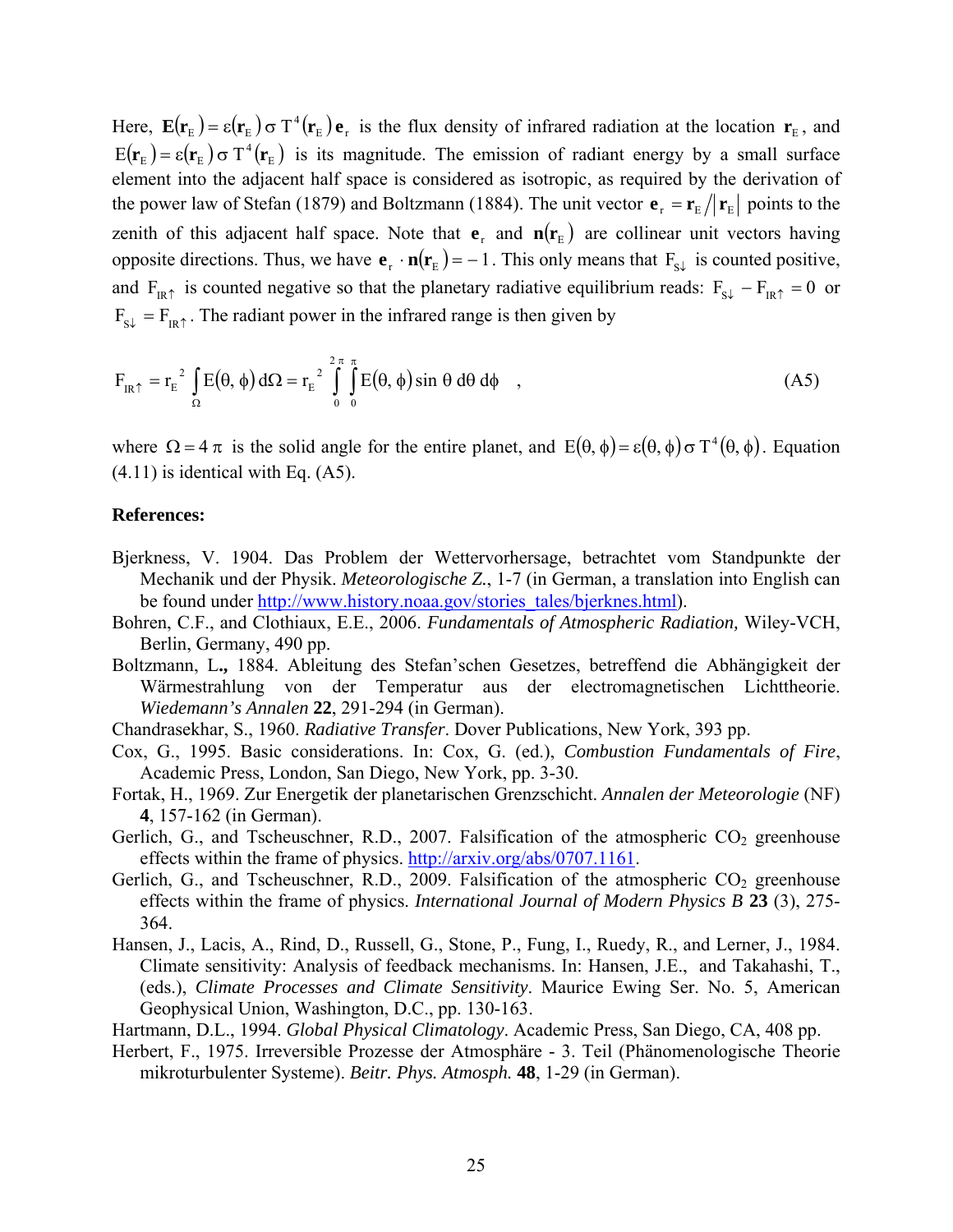Here, $\mathbf{E}(\mathbf{r}_E) = \varepsilon(\mathbf{r}_E)\,\sigma\, T^4(\mathbf{r}_E)\,\mathbf{e}_r$ is the flux density of infrared radiation at the location $\mathbf{r}_E$, and $E(\mathbf{r}_E) = \varepsilon(\mathbf{r}_E)\,\sigma\, T^4(\mathbf{r}_E)$ is its magnitude. The emission of radiant energy by a small surface element into the adjacent half space is considered as isotropic, as required by the derivation of the power law of Stefan (1879) and Boltzmann (1884). The unit vector $\mathbf{e}_r = \mathbf{r}_E / |\mathbf{r}_E|$ points to the zenith of this adjacent half space. Note that $\mathbf{e}_r$ and $\mathbf{n}(\mathbf{r}_E)$ are collinear unit vectors having opposite directions. Thus, we have $\mathbf{e}_r \cdot \mathbf{n}(\mathbf{r}_E) = -1$. This only means that $F_{S\downarrow}$ is counted positive, and $F_{IR\uparrow}$ is counted negative so that the planetary radiative equilibrium reads: $F_{S\downarrow} - F_{IR\uparrow} = 0$ or $F_{S\downarrow} = F_{IR\uparrow}$. The radiant power in the infrared range is then given by

$$F_{IR\uparrow} = r_E^{\,2} \int_{\Omega} E(\theta, \phi)\, d\Omega = r_E^{\,2} \int_0^{2\pi} \int_0^{\pi} E(\theta, \phi) \sin\theta \, d\theta \, d\phi \quad , \tag{A5}$$

where $\Omega = 4\pi$ is the solid angle for the entire planet, and $E(\theta, \phi) = \varepsilon(\theta, \phi)\,\sigma\, T^4(\theta, \phi)$. Equation (4.11) is identical with Eq. (A5).

**References:**

- Bjerkness, V. 1904. Das Problem der Wettervorhersage, betrachtet vom Standpunkte der Mechanik und der Physik. *Meteorologische Z.*, 1-7 (in German, a translation into English can be found under http://www.history.noaa.gov/stories_tales/bjerknes.html).
- Bohren, C.F., and Clothiaux, E.E., 2006. *Fundamentals of Atmospheric Radiation,* Wiley-VCH, Berlin, Germany, 490 pp.
- Boltzmann, L**.,** 1884. Ableitung des Stefan'schen Gesetzes, betreffend die Abhängigkeit der Wärmestrahlung von der Temperatur aus der electromagnetischen Lichttheorie. *Wiedemann's Annalen* **22**, 291-294 (in German).
- Chandrasekhar, S., 1960. *Radiative Transfer*. Dover Publications, New York, 393 pp.
- Cox, G., 1995. Basic considerations. In: Cox, G. (ed.), *Combustion Fundamentals of Fire*, Academic Press, London, San Diego, New York, pp. 3-30.
- Fortak, H., 1969. Zur Energetik der planetarischen Grenzschicht. *Annalen der Meteorologie* (NF) **4**, 157-162 (in German).
- Gerlich, G., and Tscheuschner, R.D., 2007. Falsification of the atmospheric $CO_2$ greenhouse effects within the frame of physics. http://arxiv.org/abs/0707.1161.
- Gerlich, G., and Tscheuschner, R.D., 2009. Falsification of the atmospheric $CO_2$ greenhouse effects within the frame of physics. *International Journal of Modern Physics B* **23** (3), 275-364.
- Hansen, J., Lacis, A., Rind, D., Russell, G., Stone, P., Fung, I., Ruedy, R., and Lerner, J., 1984. Climate sensitivity: Analysis of feedback mechanisms. In: Hansen, J.E., and Takahashi, T., (eds.), *Climate Processes and Climate Sensitivity*. Maurice Ewing Ser. No. 5, American Geophysical Union, Washington, D.C., pp. 130-163.
- Hartmann, D.L., 1994. *Global Physical Climatology*. Academic Press, San Diego, CA, 408 pp.
- Herbert, F., 1975. Irreversible Prozesse der Atmosphäre - 3. Teil (Phänomenologische Theorie mikroturbulenter Systeme). *Beitr. Phys. Atmosph.* **48**, 1-29 (in German).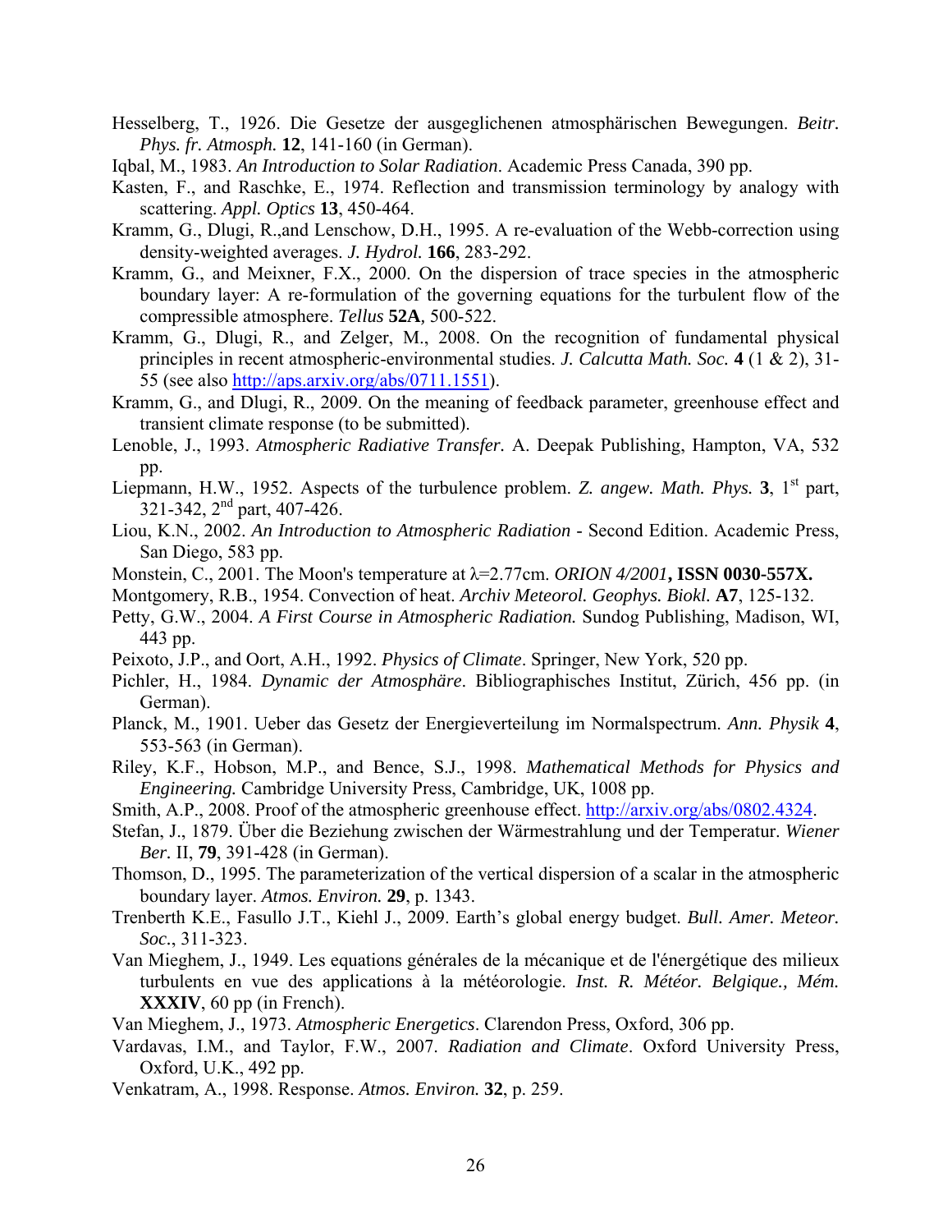Hesselberg, T., 1926. Die Gesetze der ausgeglichenen atmosphärischen Bewegungen. *Beitr. Phys. fr. Atmosph.* **12**, 141-160 (in German).

Iqbal, M., 1983. *An Introduction to Solar Radiation*. Academic Press Canada, 390 pp.

Kasten, F., and Raschke, E., 1974. Reflection and transmission terminology by analogy with scattering. *Appl. Optics* **13**, 450-464.

Kramm, G., Dlugi, R.,and Lenschow, D.H., 1995. A re-evaluation of the Webb-correction using density-weighted averages. *J. Hydrol.* **166**, 283-292.

Kramm, G., and Meixner, F.X., 2000. On the dispersion of trace species in the atmospheric boundary layer: A re-formulation of the governing equations for the turbulent flow of the compressible atmosphere. *Tellus* **52A**, 500-522.

Kramm, G., Dlugi, R., and Zelger, M., 2008. On the recognition of fundamental physical principles in recent atmospheric-environmental studies. *J. Calcutta Math. Soc.* **4** (1 & 2), 31-55 (see also http://aps.arxiv.org/abs/0711.1551).

Kramm, G., and Dlugi, R., 2009. On the meaning of feedback parameter, greenhouse effect and transient climate response (to be submitted).

Lenoble, J., 1993. *Atmospheric Radiative Transfer*. A. Deepak Publishing, Hampton, VA, 532 pp.

Liepmann, H.W., 1952. Aspects of the turbulence problem. *Z. angew. Math. Phys.* **3**, 1st part, 321-342, 2nd part, 407-426.

Liou, K.N., 2002. *An Introduction to Atmospheric Radiation* - Second Edition. Academic Press, San Diego, 583 pp.

Monstein, C., 2001. The Moon's temperature at λ=2.77cm. *ORION 4/2001*, **ISSN 0030-557X.**

Montgomery, R.B., 1954. Convection of heat. *Archiv Meteorol. Geophys. Biokl.* **A7**, 125-132.

Petty, G.W., 2004. *A First Course in Atmospheric Radiation.* Sundog Publishing, Madison, WI, 443 pp.

Peixoto, J.P., and Oort, A.H., 1992. *Physics of Climate*. Springer, New York, 520 pp.

Pichler, H., 1984. *Dynamic der Atmosphäre*. Bibliographisches Institut, Zürich, 456 pp. (in German).

Planck, M., 1901. Ueber das Gesetz der Energieverteilung im Normalspectrum. *Ann. Physik* **4**, 553-563 (in German).

Riley, K.F., Hobson, M.P., and Bence, S.J., 1998. *Mathematical Methods for Physics and Engineering.* Cambridge University Press, Cambridge, UK, 1008 pp.

Smith, A.P., 2008. Proof of the atmospheric greenhouse effect. http://arxiv.org/abs/0802.4324.

Stefan, J., 1879. Über die Beziehung zwischen der Wärmestrahlung und der Temperatur. *Wiener Ber.* II, **79**, 391-428 (in German).

Thomson, D., 1995. The parameterization of the vertical dispersion of a scalar in the atmospheric boundary layer. *Atmos. Environ.* **29**, p. 1343.

Trenberth K.E., Fasullo J.T., Kiehl J., 2009. Earth's global energy budget. *Bull. Amer. Meteor. Soc.*, 311-323.

Van Mieghem, J., 1949. Les equations générales de la mécanique et de l'énergétique des milieux turbulents en vue des applications à la météorologie. *Inst. R. Météor. Belgique., Mém.* **XXXIV**, 60 pp (in French).

Van Mieghem, J., 1973. *Atmospheric Energetics*. Clarendon Press, Oxford, 306 pp.

Vardavas, I.M., and Taylor, F.W., 2007. *Radiation and Climate*. Oxford University Press, Oxford, U.K., 492 pp.

Venkatram, A., 1998. Response. *Atmos. Environ.* **32**, p. 259.